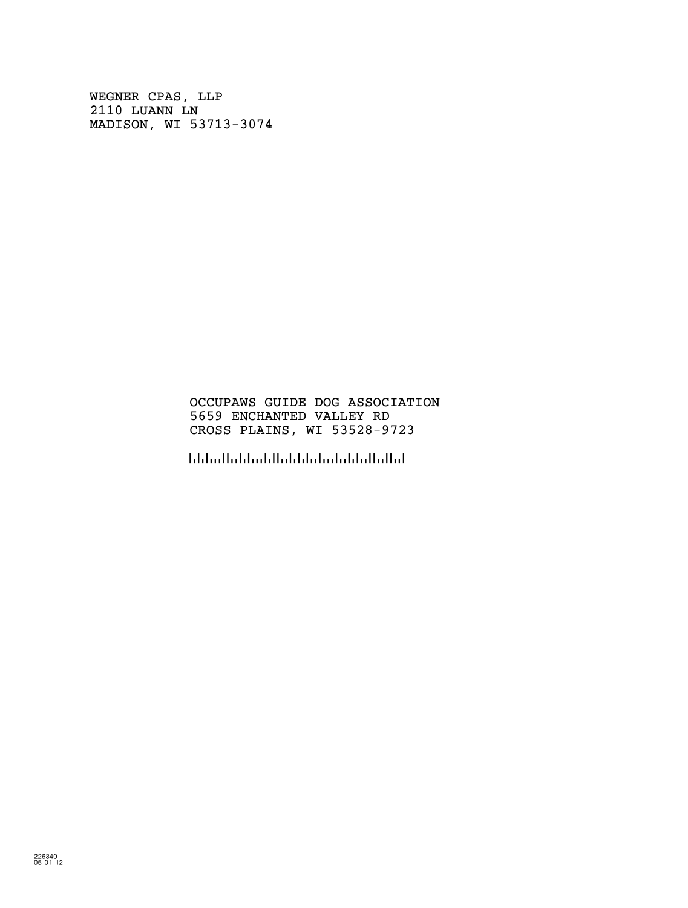WEGNER CPAS, LLP
2110 LUANN LN
MADISON, WI 53713-3074

OCCUPAWS GUIDE DOG ASSOCIATION
5659 ENCHANTED VALLEY RD
CROSS PLAINS, WI 53528-9723

226340
05-01-12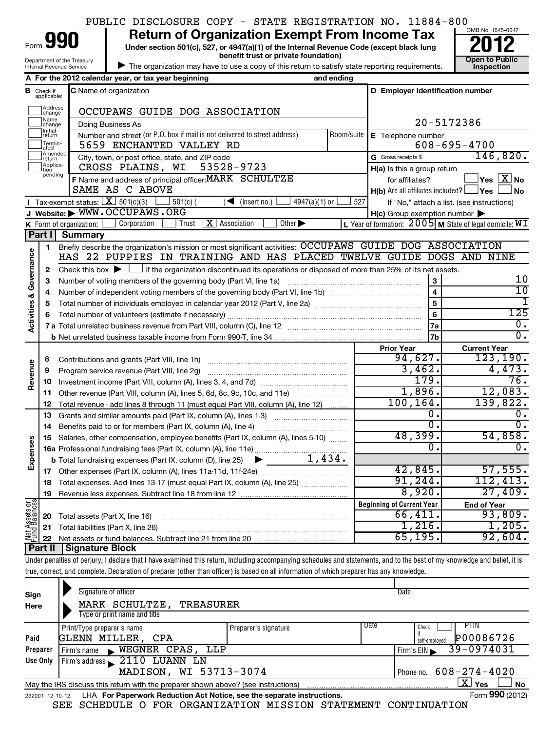PUBLIC DISCLOSURE COPY - STATE REGISTRATION NO. 11884-800

Form **990**

# Return of Organization Exempt From Income Tax

**Under section 501(c), 527, or 4947(a)(1) of the Internal Revenue Code (except black lung benefit trust or private foundation)**

▶ The organization may have to use a copy of this return to satisfy state reporting requirements.

Department of the Treasury
Internal Revenue Service

OMB No. 1545-0047

**2012**

**Open to Public Inspection**

**A** For the 2012 calendar year, or tax year beginning and ending

**B** Check if applicable: Address change, Name change, Initial return, Terminated, Amended return, Application pending

**C** Name of organization: OCCUPAWS GUIDE DOG ASSOCIATION

Doing Business As

Number and street (or P.O. box if mail is not delivered to street address) Room/suite: 5659 ENCHANTED VALLEY RD

City, town, or post office, state, and ZIP code: CROSS PLAINS, WI 53528-9723

**D** Employer identification number: 20-5172386

**E** Telephone number: 608-695-4700

**G** Gross receipts $ 146,820.

**F** Name and address of principal officer: MARK SCHULTZE, SAME AS C ABOVE

**H(a)** Is this a group return for affiliates? ☐ Yes ☒ No

**H(b)** Are all affiliates included? ☐ Yes ☐ No
If "No," attach a list. (see instructions)

**I** Tax-exempt status: ☒ 501(c)(3) ☐ 501(c) ( ) ◀ (insert no.) ☐ 4947(a)(1) or ☐ 527

**J** Website: ▶ WWW.OCCUPAWS.ORG

**H(c)** Group exemption number ▶

**K** Form of organization: ☐ Corporation ☐ Trust ☒ Association ☐ Other ▶

**L** Year of formation: 2005 **M** State of legal domicile: WI

## Part I Summary

**Activities & Governance**

1 Briefly describe the organization's mission or most significant activities: OCCUPAWS GUIDE DOG ASSOCIATION HAS 22 PUPPIES IN TRAINING AND HAS PLACED TWELVE GUIDE DOGS AND NINE

2 Check this box ▶ ☐ if the organization discontinued its operations or disposed of more than 25% of its net assets.

| | | | |
|---|---|---|---|
| 3 | Number of voting members of the governing body (Part VI, line 1a) | 3 | 10 |
| 4 | Number of independent voting members of the governing body (Part VI, line 1b) | 4 | 10 |
| 5 | Total number of individuals employed in calendar year 2012 (Part V, line 2a) | 5 | 1 |
| 6 | Total number of volunteers (estimate if necessary) | 6 | 125 |
| 7a | Total unrelated business revenue from Part VIII, column (C), line 12 | 7a | 0. |
| b | Net unrelated business taxable income from Form 990-T, line 34 | 7b | 0. |

| | | Prior Year | Current Year |
|---|---|---|---|
| **Revenue** | | | |
| 8 | Contributions and grants (Part VIII, line 1h) | 94,627. | 123,190. |
| 9 | Program service revenue (Part VIII, line 2g) | 3,462. | 4,473. |
| 10 | Investment income (Part VIII, column (A), lines 3, 4, and 7d) | 179. | 76. |
| 11 | Other revenue (Part VIII, column (A), lines 5, 6d, 8c, 9c, 10c, and 11e) | 1,896. | 12,083. |
| 12 | Total revenue - add lines 8 through 11 (must equal Part VIII, column (A), line 12) | 100,164. | 139,822. |
| **Expenses** | | | |
| 13 | Grants and similar amounts paid (Part IX, column (A), lines 1-3) | 0. | 0. |
| 14 | Benefits paid to or for members (Part IX, column (A), line 4) | 0. | 0. |
| 15 | Salaries, other compensation, employee benefits (Part IX, column (A), lines 5-10) | 48,399. | 54,858. |
| 16a | Professional fundraising fees (Part IX, column (A), line 11e) | 0. | 0. |
| b | Total fundraising expenses (Part IX, column (D), line 25) ▶ 1,434. | | |
| 17 | Other expenses (Part IX, column (A), lines 11a-11d, 11f-24e) | 42,845. | 57,555. |
| 18 | Total expenses. Add lines 13-17 (must equal Part IX, column (A), line 25) | 91,244. | 112,413. |
| 19 | Revenue less expenses. Subtract line 18 from line 12 | 8,920. | 27,409. |

| **Net Assets or Fund Balances** | | Beginning of Current Year | End of Year |
|---|---|---|---|
| 20 | Total assets (Part X, line 16) | 66,411. | 93,809. |
| 21 | Total liabilities (Part X, line 26) | 1,216. | 1,205. |
| 22 | Net assets or fund balances. Subtract line 21 from line 20 | 65,195. | 92,604. |

## Part II Signature Block

Under penalties of perjury, I declare that I have examined this return, including accompanying schedules and statements, and to the best of my knowledge and belief, it is true, correct, and complete. Declaration of preparer (other than officer) is based on all information of which preparer has any knowledge.

**Sign Here**

Signature of officer — Date

MARK SCHULTZE, TREASURER
Type or print name and title

| **Paid Preparer Use Only** | | | | |
|---|---|---|---|---|
| Print/Type preparer's name: GLENN MILLER, CPA | Preparer's signature | Date | Check ☐ if self-employed | PTIN: P00086726 |
| Firm's name ▶ WEGNER CPAS, LLP | | | Firm's EIN ▶ 39-0974031 | |
| Firm's address ▶ 2110 LUANN LN, MADISON, WI 53713-3074 | | | Phone no. 608-274-4020 | |

May the IRS discuss this return with the preparer shown above? (see instructions) ☒ Yes ☐ No

232001 12-10-12 LHA For Paperwork Reduction Act Notice, see the separate instructions. Form **990** (2012)

SEE SCHEDULE O FOR ORGANIZATION MISSION STATEMENT CONTINUATION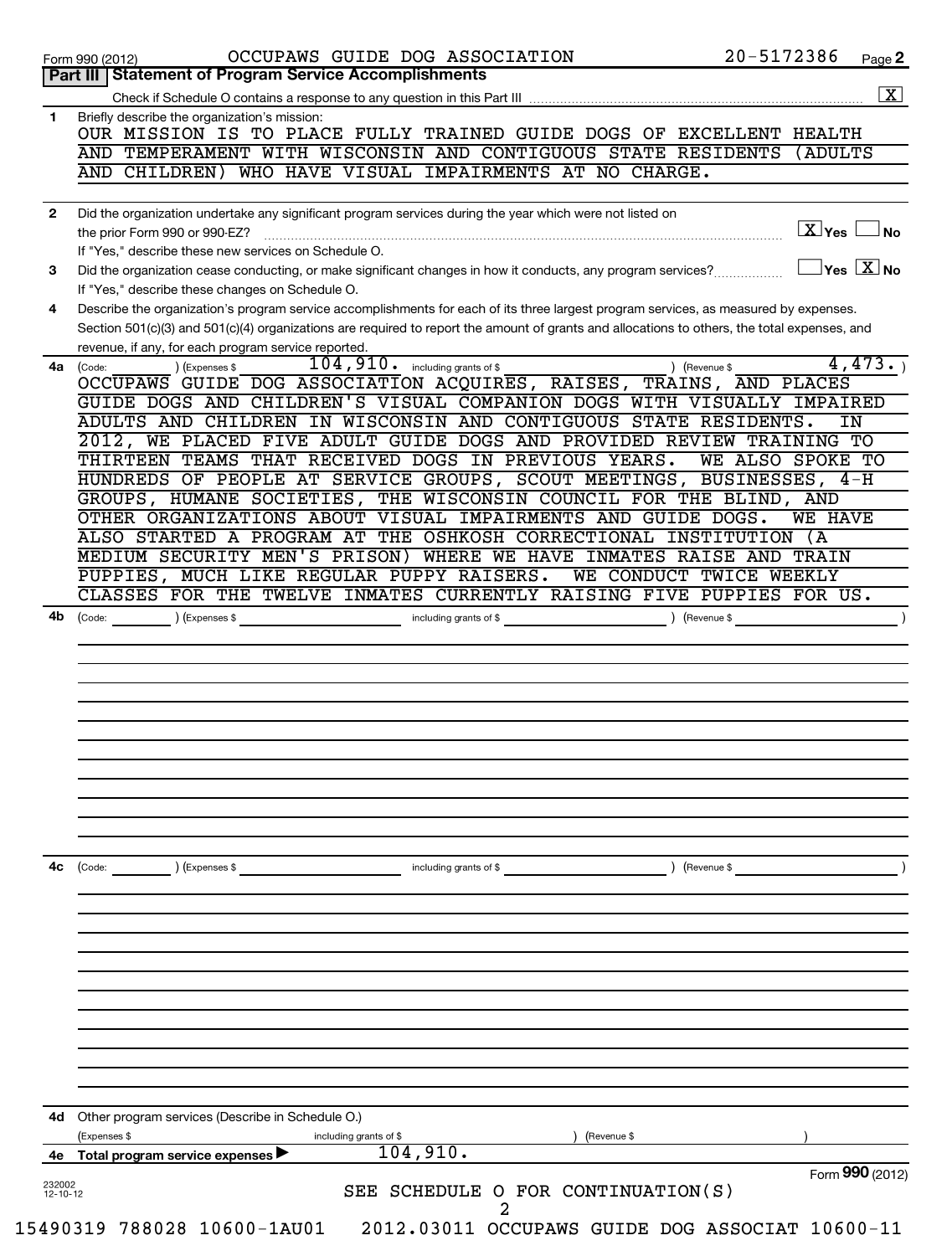Form 990 (2012) OCCUPAWS GUIDE DOG ASSOCIATION 20-5172386 Page 2

## Part III | Statement of Program Service Accomplishments

Check if Schedule O contains a response to any question in this Part III ..... [X]

**1** Briefly describe the organization's mission:

OUR MISSION IS TO PLACE FULLY TRAINED GUIDE DOGS OF EXCELLENT HEALTH AND TEMPERAMENT WITH WISCONSIN AND CONTIGUOUS STATE RESIDENTS (ADULTS AND CHILDREN) WHO HAVE VISUAL IMPAIRMENTS AT NO CHARGE.

**2** Did the organization undertake any significant program services during the year which were not listed on the prior Form 990 or 990-EZ? ..... [X] Yes [ ] No

If "Yes," describe these new services on Schedule O.

**3** Did the organization cease conducting, or make significant changes in how it conducts, any program services? ..... [ ] Yes [X] No

If "Yes," describe these changes on Schedule O.

**4** Describe the organization's program service accomplishments for each of its three largest program services, as measured by expenses. Section 501(c)(3) and 501(c)(4) organizations are required to report the amount of grants and allocations to others, the total expenses, and revenue, if any, for each program service reported.

**4a** (Code: ) (Expenses $ 104,910. including grants of $ ) (Revenue $ 4,473. )

OCCUPAWS GUIDE DOG ASSOCIATION ACQUIRES, RAISES, TRAINS, AND PLACES GUIDE DOGS AND CHILDREN'S VISUAL COMPANION DOGS WITH VISUALLY IMPAIRED ADULTS AND CHILDREN IN WISCONSIN AND CONTIGUOUS STATE RESIDENTS. IN 2012, WE PLACED FIVE ADULT GUIDE DOGS AND PROVIDED REVIEW TRAINING TO THIRTEEN TEAMS THAT RECEIVED DOGS IN PREVIOUS YEARS. WE ALSO SPOKE TO HUNDREDS OF PEOPLE AT SERVICE GROUPS, SCOUT MEETINGS, BUSINESSES, 4-H GROUPS, HUMANE SOCIETIES, THE WISCONSIN COUNCIL FOR THE BLIND, AND OTHER ORGANIZATIONS ABOUT VISUAL IMPAIRMENTS AND GUIDE DOGS. WE HAVE ALSO STARTED A PROGRAM AT THE OSHKOSH CORRECTIONAL INSTITUTION (A MEDIUM SECURITY MEN'S PRISON) WHERE WE HAVE INMATES RAISE AND TRAIN PUPPIES, MUCH LIKE REGULAR PUPPY RAISERS. WE CONDUCT TWICE WEEKLY CLASSES FOR THE TWELVE INMATES CURRENTLY RAISING FIVE PUPPIES FOR US.

**4b** (Code: ) (Expenses $ including grants of $ ) (Revenue $ )

**4c** (Code: ) (Expenses $ including grants of $ ) (Revenue $ )

**4d** Other program services (Describe in Schedule O.)

(Expenses $ including grants of $ ) (Revenue $ )

**4e** Total program service expenses ▶ 104,910.

SEE SCHEDULE O FOR CONTINUATION(S)

Form 990 (2012)

232002 12-10-12

15490319 788028 10600-1AU01 2012.03011 OCCUPAWS GUIDE DOG ASSOCIAT 10600-11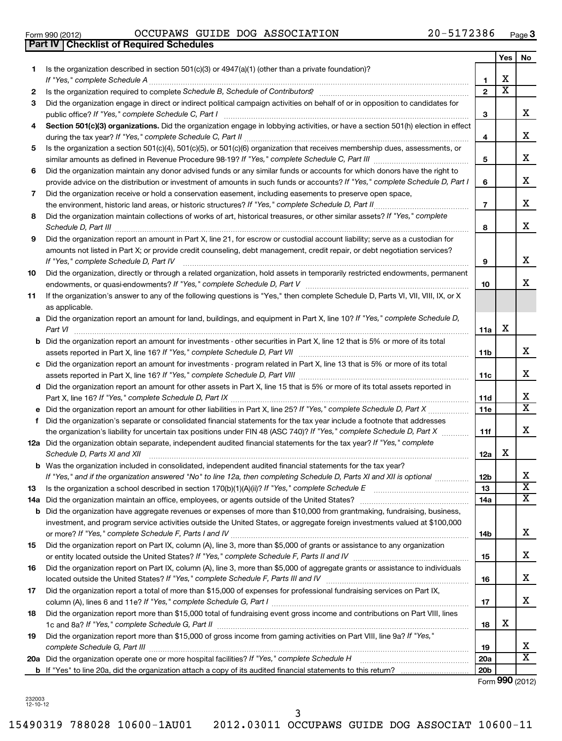Form 990 (2012) OCCUPAWS GUIDE DOG ASSOCIATION 20-5172386

## Part IV Checklist of Required Schedules

| | | | Yes | No |
|---|---|---|---|---|
| 1 | Is the organization described in section 501(c)(3) or 4947(a)(1) (other than a private foundation)? *If "Yes," complete Schedule A* | 1 | X | |
| 2 | Is the organization required to complete *Schedule B, Schedule of Contributors*? | 2 | X | |
| 3 | Did the organization engage in direct or indirect political campaign activities on behalf of or in opposition to candidates for public office? *If "Yes," complete Schedule C, Part I* | 3 | | X |
| 4 | **Section 501(c)(3) organizations.** Did the organization engage in lobbying activities, or have a section 501(h) election in effect during the tax year? *If "Yes," complete Schedule C, Part II* | 4 | | X |
| 5 | Is the organization a section 501(c)(4), 501(c)(5), or 501(c)(6) organization that receives membership dues, assessments, or similar amounts as defined in Revenue Procedure 98-19? *If "Yes," complete Schedule C, Part III* | 5 | | X |
| 6 | Did the organization maintain any donor advised funds or any similar funds or accounts for which donors have the right to provide advice on the distribution or investment of amounts in such funds or accounts? *If "Yes," complete Schedule D, Part I* | 6 | | X |
| 7 | Did the organization receive or hold a conservation easement, including easements to preserve open space, the environment, historic land areas, or historic structures? *If "Yes," complete Schedule D, Part II* | 7 | | X |
| 8 | Did the organization maintain collections of works of art, historical treasures, or other similar assets? *If "Yes," complete Schedule D, Part III* | 8 | | X |
| 9 | Did the organization report an amount in Part X, line 21, for escrow or custodial account liability; serve as a custodian for amounts not listed in Part X; or provide credit counseling, debt management, credit repair, or debt negotiation services? *If "Yes," complete Schedule D, Part IV* | 9 | | X |
| 10 | Did the organization, directly or through a related organization, hold assets in temporarily restricted endowments, permanent endowments, or quasi-endowments? *If "Yes," complete Schedule D, Part V* | 10 | | X |
| 11 | If the organization's answer to any of the following questions is "Yes," then complete Schedule D, Parts VI, VII, VIII, IX, or X as applicable. | | | |
| a | Did the organization report an amount for land, buildings, and equipment in Part X, line 10? *If "Yes," complete Schedule D, Part VI* | 11a | X | |
| b | Did the organization report an amount for investments - other securities in Part X, line 12 that is 5% or more of its total assets reported in Part X, line 16? *If "Yes," complete Schedule D, Part VII* | 11b | | X |
| c | Did the organization report an amount for investments - program related in Part X, line 13 that is 5% or more of its total assets reported in Part X, line 16? *If "Yes," complete Schedule D, Part VIII* | 11c | | X |
| d | Did the organization report an amount for other assets in Part X, line 15 that is 5% or more of its total assets reported in Part X, line 16? *If "Yes," complete Schedule D, Part IX* | 11d | | X |
| e | Did the organization report an amount for other liabilities in Part X, line 25? *If "Yes," complete Schedule D, Part X* | 11e | | X |
| f | Did the organization's separate or consolidated financial statements for the tax year include a footnote that addresses the organization's liability for uncertain tax positions under FIN 48 (ASC 740)? *If "Yes," complete Schedule D, Part X* | 11f | | X |
| 12a | Did the organization obtain separate, independent audited financial statements for the tax year? *If "Yes," complete Schedule D, Parts XI and XII* | 12a | X | |
| b | Was the organization included in consolidated, independent audited financial statements for the tax year? *If "Yes," and if the organization answered "No" to line 12a, then completing Schedule D, Parts XI and XII is optional* | 12b | | X |
| 13 | Is the organization a school described in section 170(b)(1)(A)(ii)? *If "Yes," complete Schedule E* | 13 | | X |
| 14a | Did the organization maintain an office, employees, or agents outside of the United States? | 14a | | X |
| b | Did the organization have aggregate revenues or expenses of more than $10,000 from grantmaking, fundraising, business, investment, and program service activities outside the United States, or aggregate foreign investments valued at $100,000 or more? *If "Yes," complete Schedule F, Parts I and IV* | 14b | | X |
| 15 | Did the organization report on Part IX, column (A), line 3, more than $5,000 of grants or assistance to any organization or entity located outside the United States? *If "Yes," complete Schedule F, Parts II and IV* | 15 | | X |
| 16 | Did the organization report on Part IX, column (A), line 3, more than $5,000 of aggregate grants or assistance to individuals located outside the United States? *If "Yes," complete Schedule F, Parts III and IV* | 16 | | X |
| 17 | Did the organization report a total of more than $15,000 of expenses for professional fundraising services on Part IX, column (A), lines 6 and 11e? *If "Yes," complete Schedule G, Part I* | 17 | | X |
| 18 | Did the organization report more than $15,000 total of fundraising event gross income and contributions on Part VIII, lines 1c and 8a? *If "Yes," complete Schedule G, Part II* | 18 | X | |
| 19 | Did the organization report more than $15,000 of gross income from gaming activities on Part VIII, line 9a? *If "Yes," complete Schedule G, Part III* | 19 | | X |
| 20a | Did the organization operate one or more hospital facilities? *If "Yes," complete Schedule H* | 20a | | X |
| b | If "Yes" to line 20a, did the organization attach a copy of its audited financial statements to this return? | 20b | | |

Form **990** (2012)

232003
12-10-12

15490319 788028 10600-1AU01 2012.03011 OCCUPAWS GUIDE DOG ASSOCIAT 10600-11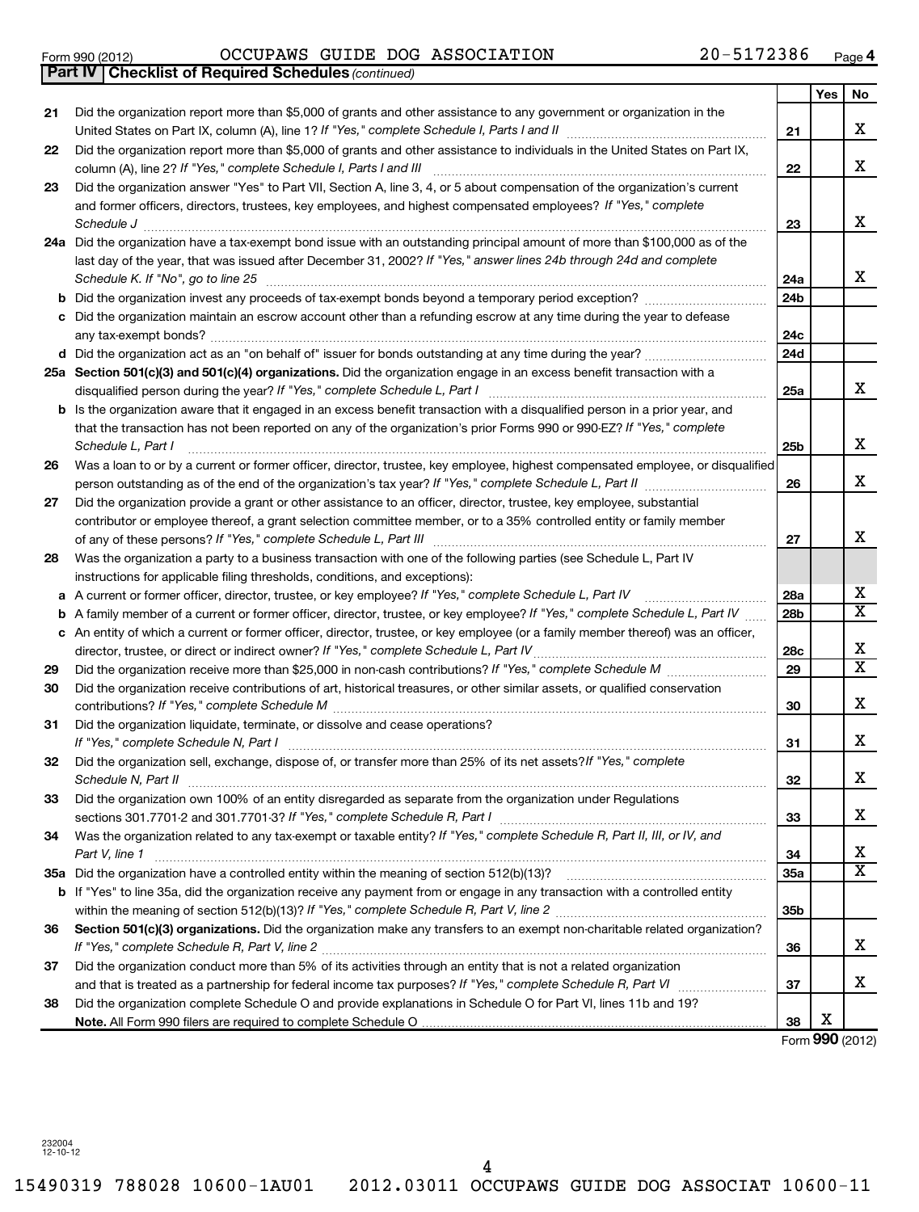Form 990 (2012) OCCUPAWS GUIDE DOG ASSOCIATION 20-5172386 Page 4

**Part IV** | **Checklist of Required Schedules** *(continued)*

| | | | Yes | No |
|---|---|---|---|---|
| 21 | Did the organization report more than $5,000 of grants and other assistance to any government or organization in the United States on Part IX, column (A), line 1? *If "Yes," complete Schedule I, Parts I and II* | 21 | | X |
| 22 | Did the organization report more than $5,000 of grants and other assistance to individuals in the United States on Part IX, column (A), line 2? *If "Yes," complete Schedule I, Parts I and III* | 22 | | X |
| 23 | Did the organization answer "Yes" to Part VII, Section A, line 3, 4, or 5 about compensation of the organization's current and former officers, directors, trustees, key employees, and highest compensated employees? *If "Yes," complete Schedule J* | 23 | | X |
| 24a | Did the organization have a tax-exempt bond issue with an outstanding principal amount of more than $100,000 as of the last day of the year, that was issued after December 31, 2002? *If "Yes," answer lines 24b through 24d and complete Schedule K. If "No", go to line 25* | 24a | | X |
| b | Did the organization invest any proceeds of tax-exempt bonds beyond a temporary period exception? | 24b | | |
| c | Did the organization maintain an escrow account other than a refunding escrow at any time during the year to defease any tax-exempt bonds? | 24c | | |
| d | Did the organization act as an "on behalf of" issuer for bonds outstanding at any time during the year? | 24d | | |
| 25a | **Section 501(c)(3) and 501(c)(4) organizations.** Did the organization engage in an excess benefit transaction with a disqualified person during the year? *If "Yes," complete Schedule L, Part I* | 25a | | X |
| b | Is the organization aware that it engaged in an excess benefit transaction with a disqualified person in a prior year, and that the transaction has not been reported on any of the organization's prior Forms 990 or 990-EZ? *If "Yes," complete Schedule L, Part I* | 25b | | X |
| 26 | Was a loan to or by a current or former officer, director, trustee, key employee, highest compensated employee, or disqualified person outstanding as of the end of the organization's tax year? *If "Yes," complete Schedule L, Part II* | 26 | | X |
| 27 | Did the organization provide a grant or other assistance to an officer, director, trustee, key employee, substantial contributor or employee thereof, a grant selection committee member, or to a 35% controlled entity or family member of any of these persons? *If "Yes," complete Schedule L, Part III* | 27 | | X |
| 28 | Was the organization a party to a business transaction with one of the following parties (see Schedule L, Part IV instructions for applicable filing thresholds, conditions, and exceptions): | | | |
| a | A current or former officer, director, trustee, or key employee? *If "Yes," complete Schedule L, Part IV* | 28a | | X |
| b | A family member of a current or former officer, director, trustee, or key employee? *If "Yes," complete Schedule L, Part IV* | 28b | | X |
| c | An entity of which a current or former officer, director, trustee, or key employee (or a family member thereof) was an officer, director, trustee, or direct or indirect owner? *If "Yes," complete Schedule L, Part IV* | 28c | | X |
| 29 | Did the organization receive more than $25,000 in non-cash contributions? *If "Yes," complete Schedule M* | 29 | | X |
| 30 | Did the organization receive contributions of art, historical treasures, or other similar assets, or qualified conservation contributions? *If "Yes," complete Schedule M* | 30 | | X |
| 31 | Did the organization liquidate, terminate, or dissolve and cease operations? *If "Yes," complete Schedule N, Part I* | 31 | | X |
| 32 | Did the organization sell, exchange, dispose of, or transfer more than 25% of its net assets? *If "Yes," complete Schedule N, Part II* | 32 | | X |
| 33 | Did the organization own 100% of an entity disregarded as separate from the organization under Regulations sections 301.7701-2 and 301.7701-3? *If "Yes," complete Schedule R, Part I* | 33 | | X |
| 34 | Was the organization related to any tax-exempt or taxable entity? *If "Yes," complete Schedule R, Part II, III, or IV, and Part V, line 1* | 34 | | X |
| 35a | Did the organization have a controlled entity within the meaning of section 512(b)(13)? | 35a | | X |
| b | If "Yes" to line 35a, did the organization receive any payment from or engage in any transaction with a controlled entity within the meaning of section 512(b)(13)? *If "Yes," complete Schedule R, Part V, line 2* | 35b | | |
| 36 | **Section 501(c)(3) organizations.** Did the organization make any transfers to an exempt non-charitable related organization? *If "Yes," complete Schedule R, Part V, line 2* | 36 | | X |
| 37 | Did the organization conduct more than 5% of its activities through an entity that is not a related organization and that is treated as a partnership for federal income tax purposes? *If "Yes," complete Schedule R, Part VI* | 37 | | X |
| 38 | Did the organization complete Schedule O and provide explanations in Schedule O for Part VI, lines 11b and 19? **Note.** All Form 990 filers are required to complete Schedule O | 38 | X | |

Form **990** (2012)

232004 12-10-12

15490319 788028 10600-1AU01 2012.03011 OCCUPAWS GUIDE DOG ASSOCIAT 10600-11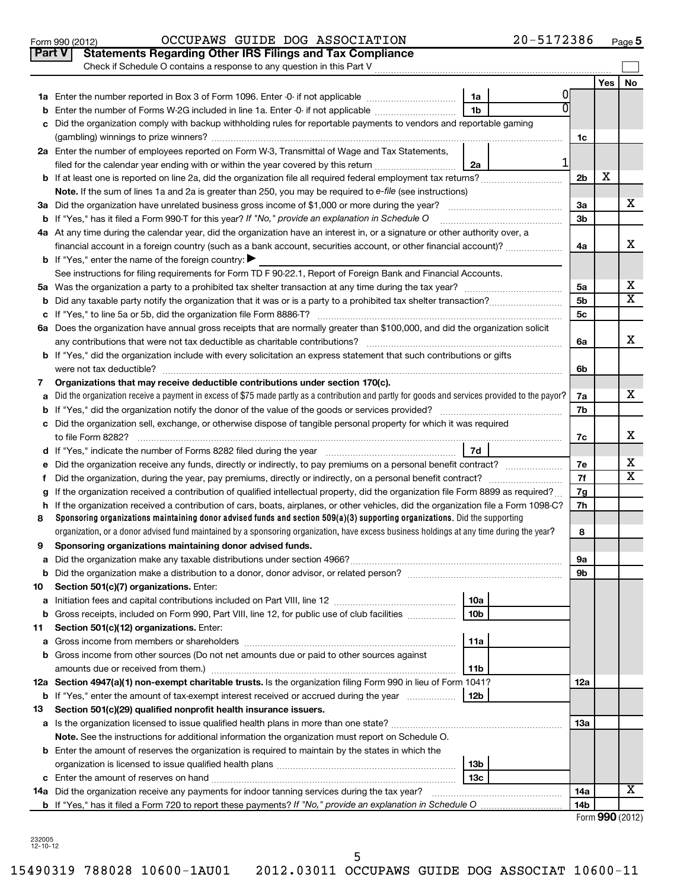Form 990 (2012) OCCUPAWS GUIDE DOG ASSOCIATION 20-5172386 Page 5

## Part V Statements Regarding Other IRS Filings and Tax Compliance

Check if Schedule O contains a response to any question in this Part V

| | | | | | Yes | No |
|---|---|---|---|---|---|---|
| **1a** | Enter the number reported in Box 3 of Form 1096. Enter -0- if not applicable | 1a | 0 | | | |
| **b** | Enter the number of Forms W-2G included in line 1a. Enter -0- if not applicable | 1b | 0 | | | |
| **c** | Did the organization comply with backup withholding rules for reportable payments to vendors and reportable gaming (gambling) winnings to prize winners? | | | 1c | | |
| **2a** | Enter the number of employees reported on Form W-3, Transmittal of Wage and Tax Statements, filed for the calendar year ending with or within the year covered by this return | 2a | 1 | | | |
| **b** | If at least one is reported on line 2a, did the organization file all required federal employment tax returns? | | | 2b | X | |
| | **Note.** If the sum of lines 1a and 2a is greater than 250, you may be required to *e-file* (see instructions) | | | | | |
| **3a** | Did the organization have unrelated business gross income of $1,000 or more during the year? | | | 3a | | X |
| **b** | If "Yes," has it filed a Form 990-T for this year? *If "No," provide an explanation in Schedule O* | | | 3b | | |
| **4a** | At any time during the calendar year, did the organization have an interest in, or a signature or other authority over, a financial account in a foreign country (such as a bank account, securities account, or other financial account)? | | | 4a | | X |
| **b** | If "Yes," enter the name of the foreign country: ▶ | | | | | |
| | See instructions for filing requirements for Form TD F 90-22.1, Report of Foreign Bank and Financial Accounts. | | | | | |
| **5a** | Was the organization a party to a prohibited tax shelter transaction at any time during the tax year? | | | 5a | | X |
| **b** | Did any taxable party notify the organization that it was or is a party to a prohibited tax shelter transaction? | | | 5b | | X |
| **c** | If "Yes," to line 5a or 5b, did the organization file Form 8886-T? | | | 5c | | |
| **6a** | Does the organization have annual gross receipts that are normally greater than $100,000, and did the organization solicit any contributions that were not tax deductible as charitable contributions? | | | 6a | | X |
| **b** | If "Yes," did the organization include with every solicitation an express statement that such contributions or gifts were not tax deductible? | | | 6b | | |
| **7** | **Organizations that may receive deductible contributions under section 170(c).** | | | | | |
| **a** | Did the organization receive a payment in excess of $75 made partly as a contribution and partly for goods and services provided to the payor? | | | 7a | | X |
| **b** | If "Yes," did the organization notify the donor of the value of the goods or services provided? | | | 7b | | |
| **c** | Did the organization sell, exchange, or otherwise dispose of tangible personal property for which it was required to file Form 8282? | | | 7c | | X |
| **d** | If "Yes," indicate the number of Forms 8282 filed during the year | 7d | | | | |
| **e** | Did the organization receive any funds, directly or indirectly, to pay premiums on a personal benefit contract? | | | 7e | | X |
| **f** | Did the organization, during the year, pay premiums, directly or indirectly, on a personal benefit contract? | | | 7f | | X |
| **g** | If the organization received a contribution of qualified intellectual property, did the organization file Form 8899 as required? | | | 7g | | |
| **h** | If the organization received a contribution of cars, boats, airplanes, or other vehicles, did the organization file a Form 1098-C? | | | 7h | | |
| **8** | **Sponsoring organizations maintaining donor advised funds and section 509(a)(3) supporting organizations.** Did the supporting organization, or a donor advised fund maintained by a sponsoring organization, have excess business holdings at any time during the year? | | | 8 | | |
| **9** | **Sponsoring organizations maintaining donor advised funds.** | | | | | |
| **a** | Did the organization make any taxable distributions under section 4966? | | | 9a | | |
| **b** | Did the organization make a distribution to a donor, donor advisor, or related person? | | | 9b | | |
| **10** | **Section 501(c)(7) organizations.** Enter: | | | | | |
| **a** | Initiation fees and capital contributions included on Part VIII, line 12 | 10a | | | | |
| **b** | Gross receipts, included on Form 990, Part VIII, line 12, for public use of club facilities | 10b | | | | |
| **11** | **Section 501(c)(12) organizations.** Enter: | | | | | |
| **a** | Gross income from members or shareholders | 11a | | | | |
| **b** | Gross income from other sources (Do not net amounts due or paid to other sources against amounts due or received from them.) | 11b | | | | |
| **12a** | **Section 4947(a)(1) non-exempt charitable trusts.** Is the organization filing Form 990 in lieu of Form 1041? | | | 12a | | |
| **b** | If "Yes," enter the amount of tax-exempt interest received or accrued during the year | 12b | | | | |
| **13** | **Section 501(c)(29) qualified nonprofit health insurance issuers.** | | | | | |
| **a** | Is the organization licensed to issue qualified health plans in more than one state? | | | 13a | | |
| | **Note.** See the instructions for additional information the organization must report on Schedule O. | | | | | |
| **b** | Enter the amount of reserves the organization is required to maintain by the states in which the organization is licensed to issue qualified health plans | 13b | | | | |
| **c** | Enter the amount of reserves on hand | 13c | | | | |
| **14a** | Did the organization receive any payments for indoor tanning services during the tax year? | | | 14a | | X |
| **b** | If "Yes," has it filed a Form 720 to report these payments? *If "No," provide an explanation in Schedule O* | | | 14b | | |

Form **990** (2012)

232005 12-10-12

15490319 788028 10600-1AU01 2012.03011 OCCUPAWS GUIDE DOG ASSOCIAT 10600-11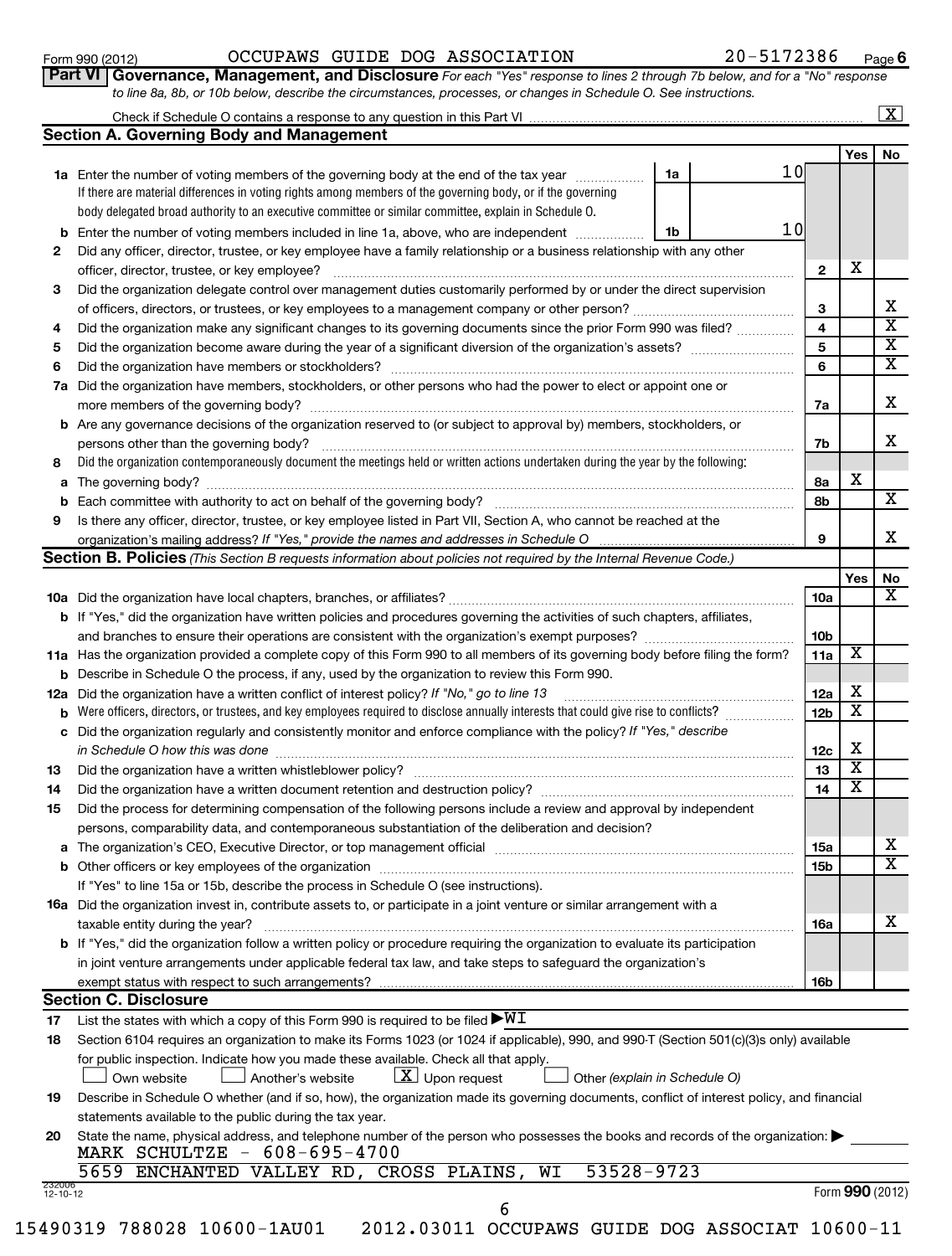Form 990 (2012) OCCUPAWS GUIDE DOG ASSOCIATION 20-5172386 Page 6

**Part VI Governance, Management, and Disclosure** *For each "Yes" response to lines 2 through 7b below, and for a "No" response to line 8a, 8b, or 10b below, describe the circumstances, processes, or changes in Schedule O. See instructions.*

Check if Schedule O contains a response to any question in this Part VI [X]

## Section A. Governing Body and Management

| | | | | Yes | No |
|---|---|---|---|---|---|
| **1a** | Enter the number of voting members of the governing body at the end of the tax year. If there are material differences in voting rights among members of the governing body, or if the governing body delegated broad authority to an executive committee or similar committee, explain in Schedule O. | 1a 10 | | | |
| **b** | Enter the number of voting members included in line 1a, above, who are independent | 1b 10 | | | |
| **2** | Did any officer, director, trustee, or key employee have a family relationship or a business relationship with any other officer, director, trustee, or key employee? | | 2 | X | |
| **3** | Did the organization delegate control over management duties customarily performed by or under the direct supervision of officers, directors, or trustees, or key employees to a management company or other person? | | 3 | | X |
| **4** | Did the organization make any significant changes to its governing documents since the prior Form 990 was filed? | | 4 | | X |
| **5** | Did the organization become aware during the year of a significant diversion of the organization's assets? | | 5 | | X |
| **6** | Did the organization have members or stockholders? | | 6 | | X |
| **7a** | Did the organization have members, stockholders, or other persons who had the power to elect or appoint one or more members of the governing body? | | 7a | | X |
| **b** | Are any governance decisions of the organization reserved to (or subject to approval by) members, stockholders, or persons other than the governing body? | | 7b | | X |
| **8** | Did the organization contemporaneously document the meetings held or written actions undertaken during the year by the following: | | | | |
| **a** | The governing body? | | 8a | X | |
| **b** | Each committee with authority to act on behalf of the governing body? | | 8b | | X |
| **9** | Is there any officer, director, trustee, or key employee listed in Part VII, Section A, who cannot be reached at the organization's mailing address? *If "Yes," provide the names and addresses in Schedule O* | | 9 | | X |

## Section B. Policies *(This Section B requests information about policies not required by the Internal Revenue Code.)*

| | | | Yes | No |
|---|---|---|---|---|
| **10a** | Did the organization have local chapters, branches, or affiliates? | 10a | | X |
| **b** | If "Yes," did the organization have written policies and procedures governing the activities of such chapters, affiliates, and branches to ensure their operations are consistent with the organization's exempt purposes? | 10b | | |
| **11a** | Has the organization provided a complete copy of this Form 990 to all members of its governing body before filing the form? | 11a | X | |
| **b** | Describe in Schedule O the process, if any, used by the organization to review this Form 990. | | | |
| **12a** | Did the organization have a written conflict of interest policy? *If "No," go to line 13* | 12a | X | |
| **b** | Were officers, directors, or trustees, and key employees required to disclose annually interests that could give rise to conflicts? | 12b | X | |
| **c** | Did the organization regularly and consistently monitor and enforce compliance with the policy? *If "Yes," describe in Schedule O how this was done* | 12c | X | |
| **13** | Did the organization have a written whistleblower policy? | 13 | X | |
| **14** | Did the organization have a written document retention and destruction policy? | 14 | X | |
| **15** | Did the process for determining compensation of the following persons include a review and approval by independent persons, comparability data, and contemporaneous substantiation of the deliberation and decision? | | | |
| **a** | The organization's CEO, Executive Director, or top management official | 15a | | X |
| **b** | Other officers or key employees of the organization | 15b | | X |
| | If "Yes" to line 15a or 15b, describe the process in Schedule O (see instructions). | | | |
| **16a** | Did the organization invest in, contribute assets to, or participate in a joint venture or similar arrangement with a taxable entity during the year? | 16a | | X |
| **b** | If "Yes," did the organization follow a written policy or procedure requiring the organization to evaluate its participation in joint venture arrangements under applicable federal tax law, and take steps to safeguard the organization's exempt status with respect to such arrangements? | 16b | | |

## Section C. Disclosure

**17** List the states with which a copy of this Form 990 is required to be filed ▶ WI

**18** Section 6104 requires an organization to make its Forms 1023 (or 1024 if applicable), 990, and 990-T (Section 501(c)(3)s only) available for public inspection. Indicate how you made these available. Check all that apply.

[ ] Own website [ ] Another's website [X] Upon request [ ] Other *(explain in Schedule O)*

**19** Describe in Schedule O whether (and if so, how), the organization made its governing documents, conflict of interest policy, and financial statements available to the public during the tax year.

**20** State the name, physical address, and telephone number of the person who possesses the books and records of the organization: ▶

MARK SCHULTZE - 608-695-4700
5659 ENCHANTED VALLEY RD, CROSS PLAINS, WI 53528-9723

Form **990** (2012)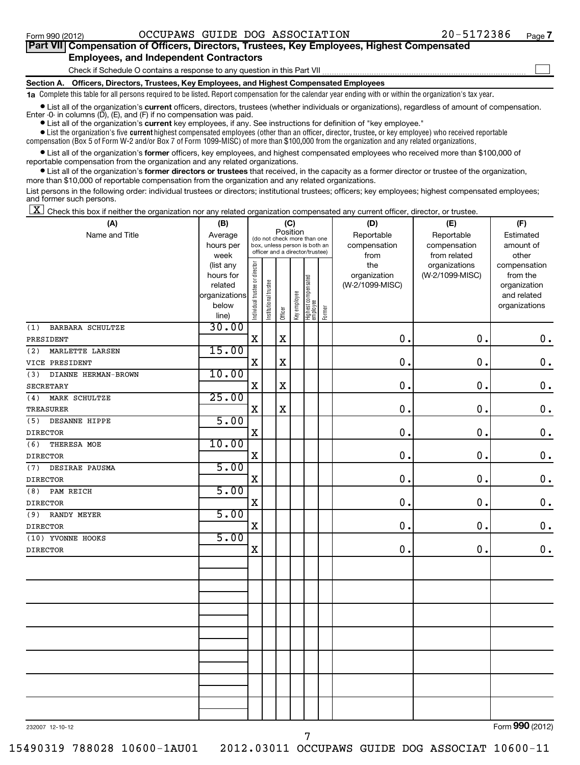Form 990 (2012) OCCUPAWS GUIDE DOG ASSOCIATION 20-5172386 Page 7

**Part VII Compensation of Officers, Directors, Trustees, Key Employees, Highest Compensated Employees, and Independent Contractors**

Check if Schedule O contains a response to any question in this Part VII ☐

**Section A. Officers, Directors, Trustees, Key Employees, and Highest Compensated Employees**

**1a** Complete this table for all persons required to be listed. Report compensation for the calendar year ending with or within the organization's tax year.

- List all of the organization's **current** officers, directors, trustees (whether individuals or organizations), regardless of amount of compensation. Enter -0- in columns (D), (E), and (F) if no compensation was paid.
- List all of the organization's **current** key employees, if any. See instructions for definition of "key employee."
- List the organization's five **current** highest compensated employees (other than an officer, director, trustee, or key employee) who received reportable compensation (Box 5 of Form W-2 and/or Box 7 of Form 1099-MISC) of more than $100,000 from the organization and any related organizations.
- List all of the organization's **former** officers, key employees, and highest compensated employees who received more than $100,000 of reportable compensation from the organization and any related organizations.
- List all of the organization's **former directors or trustees** that received, in the capacity as a former director or trustee of the organization, more than $10,000 of reportable compensation from the organization and any related organizations.

List persons in the following order: individual trustees or directors; institutional trustees; officers; key employees; highest compensated employees; and former such persons.

☒ Check this box if neither the organization nor any related organization compensated any current officer, director, or trustee.

| (A) Name and Title | (B) Average hours per week (list any hours for related organizations below line) | (C) Position: Individual trustee or director | Institutional trustee | Officer | Key employee | Highest compensated employee | Former | (D) Reportable compensation from the organization (W-2/1099-MISC) | (E) Reportable compensation from related organizations (W-2/1099-MISC) | (F) Estimated amount of other compensation from the organization and related organizations |
|---|---|---|---|---|---|---|---|---|---|---|
| (1) BARBARA SCHULTZE<br>PRESIDENT | 30.00 | X | | X | | | | 0. | 0. | 0. |
| (2) MARLETTE LARSEN<br>VICE PRESIDENT | 15.00 | X | | X | | | | 0. | 0. | 0. |
| (3) DIANNE HERMAN-BROWN<br>SECRETARY | 10.00 | X | | X | | | | 0. | 0. | 0. |
| (4) MARK SCHULTZE<br>TREASURER | 25.00 | X | | X | | | | 0. | 0. | 0. |
| (5) DESANNE HIPPE<br>DIRECTOR | 5.00 | X | | | | | | 0. | 0. | 0. |
| (6) THERESA MOE<br>DIRECTOR | 10.00 | X | | | | | | 0. | 0. | 0. |
| (7) DESIRAE PAUSMA<br>DIRECTOR | 5.00 | X | | | | | | 0. | 0. | 0. |
| (8) PAM REICH<br>DIRECTOR | 5.00 | X | | | | | | 0. | 0. | 0. |
| (9) RANDY MEYER<br>DIRECTOR | 5.00 | X | | | | | | 0. | 0. | 0. |
| (10) YVONNE HOOKS<br>DIRECTOR | 5.00 | X | | | | | | 0. | 0. | 0. |

232007 12-10-12 Form **990** (2012)

15490319 788028 10600-1AU01 2012.03011 OCCUPAWS GUIDE DOG ASSOCIAT 10600-11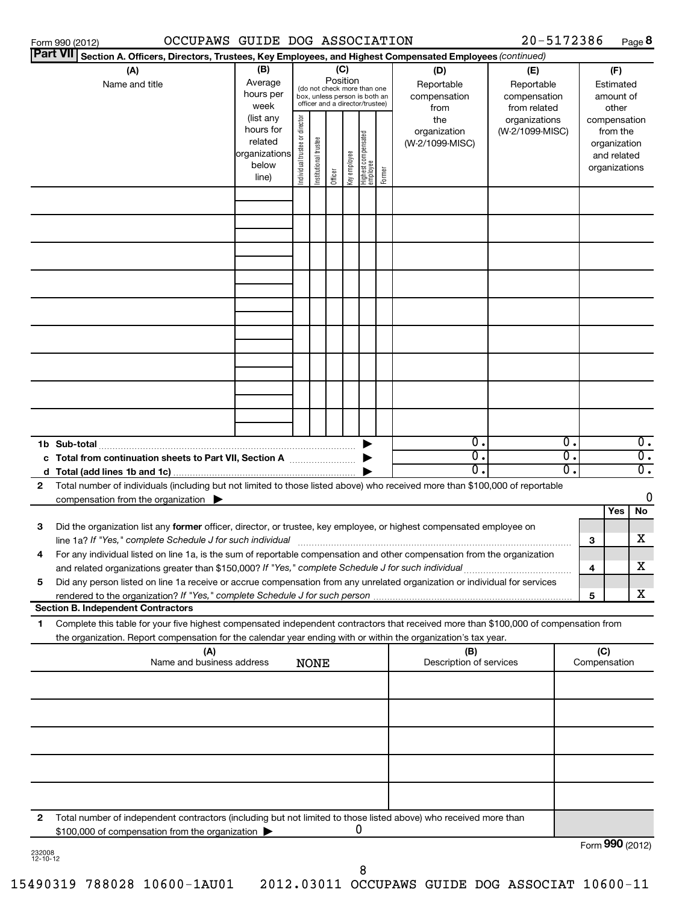Form 990 (2012) OCCUPAWS GUIDE DOG ASSOCIATION 20-5172386 Page **8**

**Part VII** **Section A. Officers, Directors, Trustees, Key Employees, and Highest Compensated Employees** *(continued)*

| (A) Name and title | (B) Average hours per week (list any hours for related organizations below line) | (C) Position (do not check more than one box, unless person is both an officer and a director/trustee) Individual trustee or director | Institutional trustee | Officer | Key employee | Highest compensated employee | Former | (D) Reportable compensation from the organization (W-2/1099-MISC) | (E) Reportable compensation from related organizations (W-2/1099-MISC) | (F) Estimated amount of other compensation from the organization and related organizations |
|---|---|---|---|---|---|---|---|---|---|---|
| | | | | | | | | | | |
| | | | | | | | | | | |
| | | | | | | | | | | |
| | | | | | | | | | | |
| | | | | | | | | | | |
| | | | | | | | | | | |
| | | | | | | | | | | |
| | | | | | | | | | | |
| | | | | | | | | | | |
| **1b Sub-total** | | | | | | | | 0. | 0. | 0. |
| **c Total from continuation sheets to Part VII, Section A** | | | | | | | | 0. | 0. | 0. |
| **d Total (add lines 1b and 1c)** | | | | | | | | 0. | 0. | 0. |

**2** Total number of individuals (including but not limited to those listed above) who received more than $100,000 of reportable compensation from the organization ▶ 0

| | | | Yes | No |
|---|---|---|---|---|
| **3** | Did the organization list any **former** officer, director, or trustee, key employee, or highest compensated employee on line 1a? *If "Yes," complete Schedule J for such individual* | **3** | | X |
| **4** | For any individual listed on line 1a, is the sum of reportable compensation and other compensation from the organization and related organizations greater than $150,000? *If "Yes," complete Schedule J for such individual* | **4** | | X |
| **5** | Did any person listed on line 1a receive or accrue compensation from any unrelated organization or individual for services rendered to the organization? *If "Yes," complete Schedule J for such person* | **5** | | X |

**Section B. Independent Contractors**

**1** Complete this table for your five highest compensated independent contractors that received more than $100,000 of compensation from the organization. Report compensation for the calendar year ending with or within the organization's tax year.

| (A) Name and business address NONE | (B) Description of services | (C) Compensation |
|---|---|---|
| | | |
| | | |
| | | |
| | | |
| | | |

**2** Total number of independent contractors (including but not limited to those listed above) who received more than $100,000 of compensation from the organization ▶ 0

Form **990** (2012)

232008 12-10-12

15490319 788028 10600-1AU01 2012.03011 OCCUPAWS GUIDE DOG ASSOCIAT 10600-11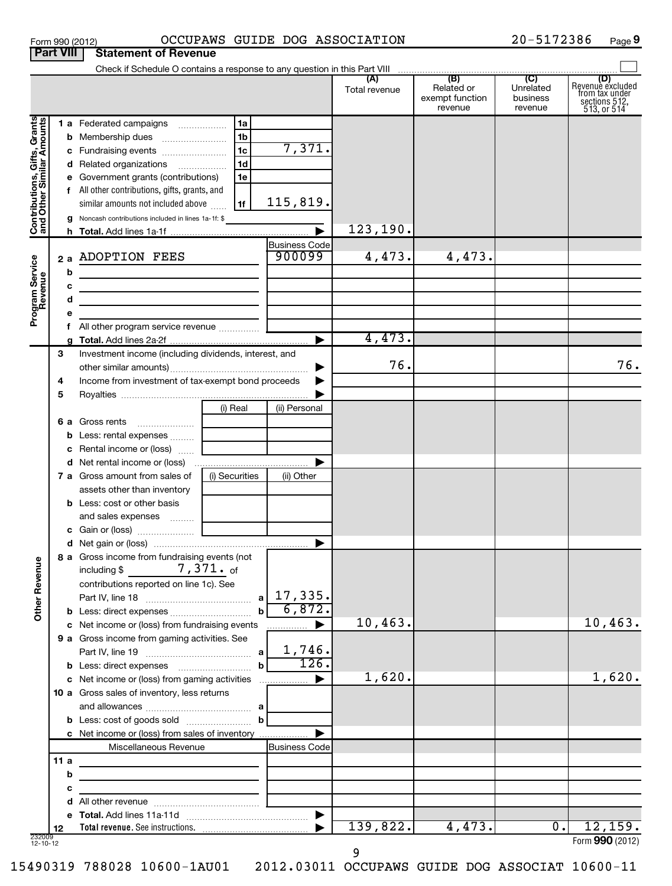Form 990 (2012) OCCUPAWS GUIDE DOG ASSOCIATION 20-5172386 Page 9

## Part VIII Statement of Revenue

Check if Schedule O contains a response to any question in this Part VIII ☐

| | | | | (A) Total revenue | (B) Related or exempt function revenue | (C) Unrelated business revenue | (D) Revenue excluded from tax under sections 512, 513, or 514 |
|---|---|---|---|---|---|---|---|
| **Contributions, Gifts, Grants and Other Similar Amounts** | 1 a Federated campaigns | 1a | | | | | |
| | b Membership dues | 1b | | | | | |
| | c Fundraising events | 1c | 7,371. | | | | |
| | d Related organizations | 1d | | | | | |
| | e Government grants (contributions) | 1e | | | | | |
| | f All other contributions, gifts, grants, and similar amounts not included above | 1f | 115,819. | | | | |
| | g Noncash contributions included in lines 1a-1f: $ | | | | | | |
| | h **Total.** Add lines 1a-1f | | | 123,190. | | | |
| **Program Service Revenue** | | | Business Code | | | | |
| | 2 a ADOPTION FEES | | 900099 | 4,473. | 4,473. | | |
| | b | | | | | | |
| | c | | | | | | |
| | d | | | | | | |
| | e | | | | | | |
| | f All other program service revenue | | | | | | |
| | g **Total.** Add lines 2a-2f | | | 4,473. | | | |
| **Other Revenue** | 3 Investment income (including dividends, interest, and other similar amounts) | | | 76. | | | 76. |
| | 4 Income from investment of tax-exempt bond proceeds | | | | | | |
| | 5 Royalties | | | | | | |
| | | (i) Real | (ii) Personal | | | | |
| | 6 a Gross rents | | | | | | |
| | b Less: rental expenses | | | | | | |
| | c Rental income or (loss) | | | | | | |
| | d Net rental income or (loss) | | | | | | |
| | 7 a Gross amount from sales of assets other than inventory | (i) Securities | (ii) Other | | | | |
| | b Less: cost or other basis and sales expenses | | | | | | |
| | c Gain or (loss) | | | | | | |
| | d Net gain or (loss) | | | | | | |
| | 8 a Gross income from fundraising events (not including $ 7,371. of contributions reported on line 1c). See Part IV, line 18 | a | 17,335. | | | | |
| | b Less: direct expenses | b | 6,872. | | | | |
| | c Net income or (loss) from fundraising events | | | 10,463. | | | 10,463. |
| | 9 a Gross income from gaming activities. See Part IV, line 19 | a | 1,746. | | | | |
| | b Less: direct expenses | b | 126. | | | | |
| | c Net income or (loss) from gaming activities | | | 1,620. | | | 1,620. |
| | 10 a Gross sales of inventory, less returns and allowances | a | | | | | |
| | b Less: cost of goods sold | b | | | | | |
| | c Net income or (loss) from sales of inventory | | | | | | |
| | Miscellaneous Revenue | | Business Code | | | | |
| | 11 a | | | | | | |
| | b | | | | | | |
| | c | | | | | | |
| | d All other revenue | | | | | | |
| | e **Total.** Add lines 11a-11d | | | | | | |
| | 12 **Total revenue.** See instructions. | | | 139,822. | 4,473. | 0. | 12,159. |

232009 12-10-12

Form **990** (2012)

15490319 788028 10600-1AU01 2012.03011 OCCUPAWS GUIDE DOG ASSOCIAT 10600-11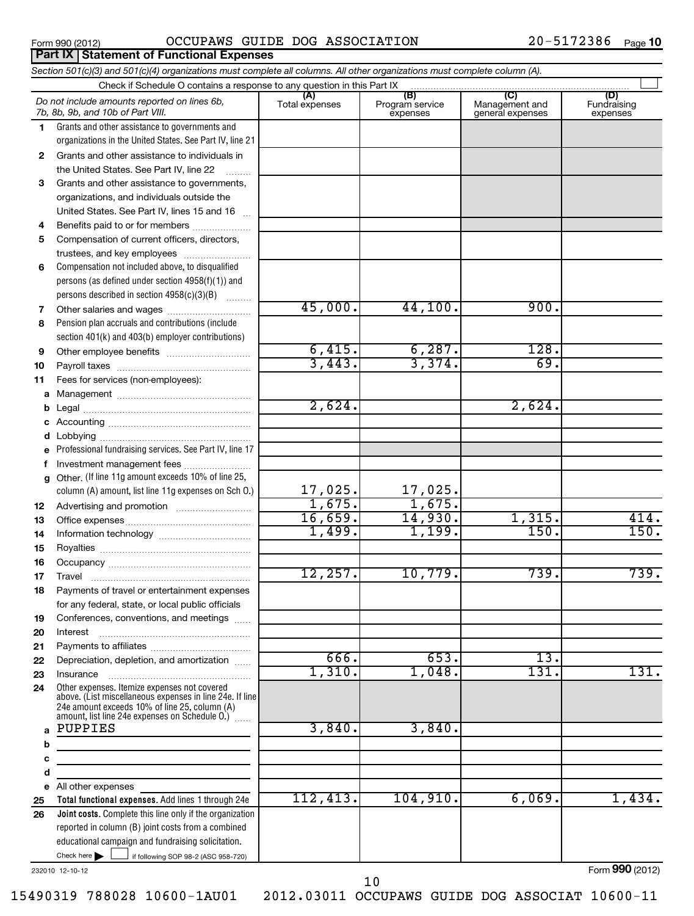Form 990 (2012) OCCUPAWS GUIDE DOG ASSOCIATION 20-5172386 Page 10

## Part IX Statement of Functional Expenses

*Section 501(c)(3) and 501(c)(4) organizations must complete all columns. All other organizations must complete column (A).*

Check if Schedule O contains a response to any question in this Part IX

| *Do not include amounts reported on lines 6b, 7b, 8b, 9b, and 10b of Part VIII.* | (A) Total expenses | (B) Program service expenses | (C) Management and general expenses | (D) Fundraising expenses |
|---|---|---|---|---|
| 1 Grants and other assistance to governments and organizations in the United States. See Part IV, line 21 | | | | |
| 2 Grants and other assistance to individuals in the United States. See Part IV, line 22 | | | | |
| 3 Grants and other assistance to governments, organizations, and individuals outside the United States. See Part IV, lines 15 and 16 | | | | |
| 4 Benefits paid to or for members | | | | |
| 5 Compensation of current officers, directors, trustees, and key employees | | | | |
| 6 Compensation not included above, to disqualified persons (as defined under section 4958(f)(1)) and persons described in section 4958(c)(3)(B) | | | | |
| 7 Other salaries and wages | 45,000. | 44,100. | 900. | |
| 8 Pension plan accruals and contributions (include section 401(k) and 403(b) employer contributions) | | | | |
| 9 Other employee benefits | 6,415. | 6,287. | 128. | |
| 10 Payroll taxes | 3,443. | 3,374. | 69. | |
| 11 Fees for services (non-employees): | | | | |
| a Management | | | | |
| b Legal | 2,624. | | 2,624. | |
| c Accounting | | | | |
| d Lobbying | | | | |
| e Professional fundraising services. See Part IV, line 17 | | | | |
| f Investment management fees | | | | |
| g Other. (If line 11g amount exceeds 10% of line 25, column (A) amount, list line 11g expenses on Sch O.) | 17,025. | 17,025. | | |
| 12 Advertising and promotion | 1,675. | 1,675. | | |
| 13 Office expenses | 16,659. | 14,930. | 1,315. | 414. |
| 14 Information technology | 1,499. | 1,199. | 150. | 150. |
| 15 Royalties | | | | |
| 16 Occupancy | | | | |
| 17 Travel | 12,257. | 10,779. | 739. | 739. |
| 18 Payments of travel or entertainment expenses for any federal, state, or local public officials | | | | |
| 19 Conferences, conventions, and meetings | | | | |
| 20 Interest | | | | |
| 21 Payments to affiliates | | | | |
| 22 Depreciation, depletion, and amortization | 666. | 653. | 13. | |
| 23 Insurance | 1,310. | 1,048. | 131. | 131. |
| 24 Other expenses. Itemize expenses not covered above. (List miscellaneous expenses in line 24e. If line 24e amount exceeds 10% of line 25, column (A) amount, list line 24e expenses on Schedule O.) | | | | |
| a PUPPIES | 3,840. | 3,840. | | |
| b | | | | |
| c | | | | |
| d | | | | |
| e All other expenses | | | | |
| 25 **Total functional expenses.** Add lines 1 through 24e | 112,413. | 104,910. | 6,069. | 1,434. |
| 26 **Joint costs.** Complete this line only if the organization reported in column (B) joint costs from a combined educational campaign and fundraising solicitation. Check here ☐ if following SOP 98-2 (ASC 958-720) | | | | |

232010 12-10-12 Form **990** (2012)

15490319 788028 10600-1AU01 2012.03011 OCCUPAWS GUIDE DOG ASSOCIAT 10600-11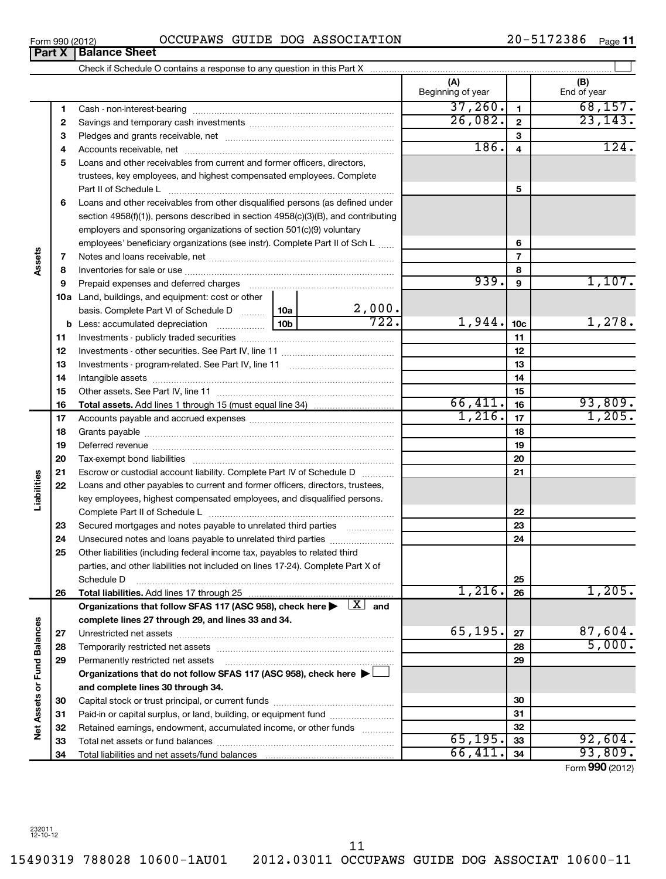Form 990 (2012) OCCUPAWS GUIDE DOG ASSOCIATION 20-5172386 Page 11

## Part X | Balance Sheet

Check if Schedule O contains a response to any question in this Part X ☐

| | | | | (A) Beginning of year | | (B) End of year |
|---|---|---|---|---|---|---|
| **Assets** | 1 | Cash - non-interest-bearing | | 37,260. | 1 | 68,157. |
| | 2 | Savings and temporary cash investments | | 26,082. | 2 | 23,143. |
| | 3 | Pledges and grants receivable, net | | | 3 | |
| | 4 | Accounts receivable, net | | 186. | 4 | 124. |
| | 5 | Loans and other receivables from current and former officers, directors, trustees, key employees, and highest compensated employees. Complete Part II of Schedule L | | | 5 | |
| | 6 | Loans and other receivables from other disqualified persons (as defined under section 4958(f)(1)), persons described in section 4958(c)(3)(B), and contributing employers and sponsoring organizations of section 501(c)(9) voluntary employees' beneficiary organizations (see instr). Complete Part II of Sch L | | | 6 | |
| | 7 | Notes and loans receivable, net | | | 7 | |
| | 8 | Inventories for sale or use | | | 8 | |
| | 9 | Prepaid expenses and deferred charges | | 939. | 9 | 1,107. |
| | 10a | Land, buildings, and equipment: cost or other basis. Complete Part VI of Schedule D | 10a 2,000. | | | |
| | b | Less: accumulated depreciation | 10b 722. | 1,944. | 10c | 1,278. |
| | 11 | Investments - publicly traded securities | | | 11 | |
| | 12 | Investments - other securities. See Part IV, line 11 | | | 12 | |
| | 13 | Investments - program-related. See Part IV, line 11 | | | 13 | |
| | 14 | Intangible assets | | | 14 | |
| | 15 | Other assets. See Part IV, line 11 | | | 15 | |
| | 16 | **Total assets.** Add lines 1 through 15 (must equal line 34) | | 66,411. | 16 | 93,809. |
| **Liabilities** | 17 | Accounts payable and accrued expenses | | 1,216. | 17 | 1,205. |
| | 18 | Grants payable | | | 18 | |
| | 19 | Deferred revenue | | | 19 | |
| | 20 | Tax-exempt bond liabilities | | | 20 | |
| | 21 | Escrow or custodial account liability. Complete Part IV of Schedule D | | | 21 | |
| | 22 | Loans and other payables to current and former officers, directors, trustees, key employees, highest compensated employees, and disqualified persons. Complete Part II of Schedule L | | | 22 | |
| | 23 | Secured mortgages and notes payable to unrelated third parties | | | 23 | |
| | 24 | Unsecured notes and loans payable to unrelated third parties | | | 24 | |
| | 25 | Other liabilities (including federal income tax, payables to related third parties, and other liabilities not included on lines 17-24). Complete Part X of Schedule D | | | 25 | |
| | 26 | **Total liabilities.** Add lines 17 through 25 | | 1,216. | 26 | 1,205. |
| **Net Assets or Fund Balances** | | **Organizations that follow SFAS 117 (ASC 958), check here ▶ [X] and complete lines 27 through 29, and lines 33 and 34.** | | | | |
| | 27 | Unrestricted net assets | | 65,195. | 27 | 87,604. |
| | 28 | Temporarily restricted net assets | | | 28 | 5,000. |
| | 29 | Permanently restricted net assets | | | 29 | |
| | | **Organizations that do not follow SFAS 117 (ASC 958), check here ▶ ☐ and complete lines 30 through 34.** | | | | |
| | 30 | Capital stock or trust principal, or current funds | | | 30 | |
| | 31 | Paid-in or capital surplus, or land, building, or equipment fund | | | 31 | |
| | 32 | Retained earnings, endowment, accumulated income, or other funds | | | 32 | |
| | 33 | Total net assets or fund balances | | 65,195. | 33 | 92,604. |
| | 34 | Total liabilities and net assets/fund balances | | 66,411. | 34 | 93,809. |

Form **990** (2012)

232011 12-10-12

15490319 788028 10600-1AU01 2012.03011 OCCUPAWS GUIDE DOG ASSOCIAT 10600-11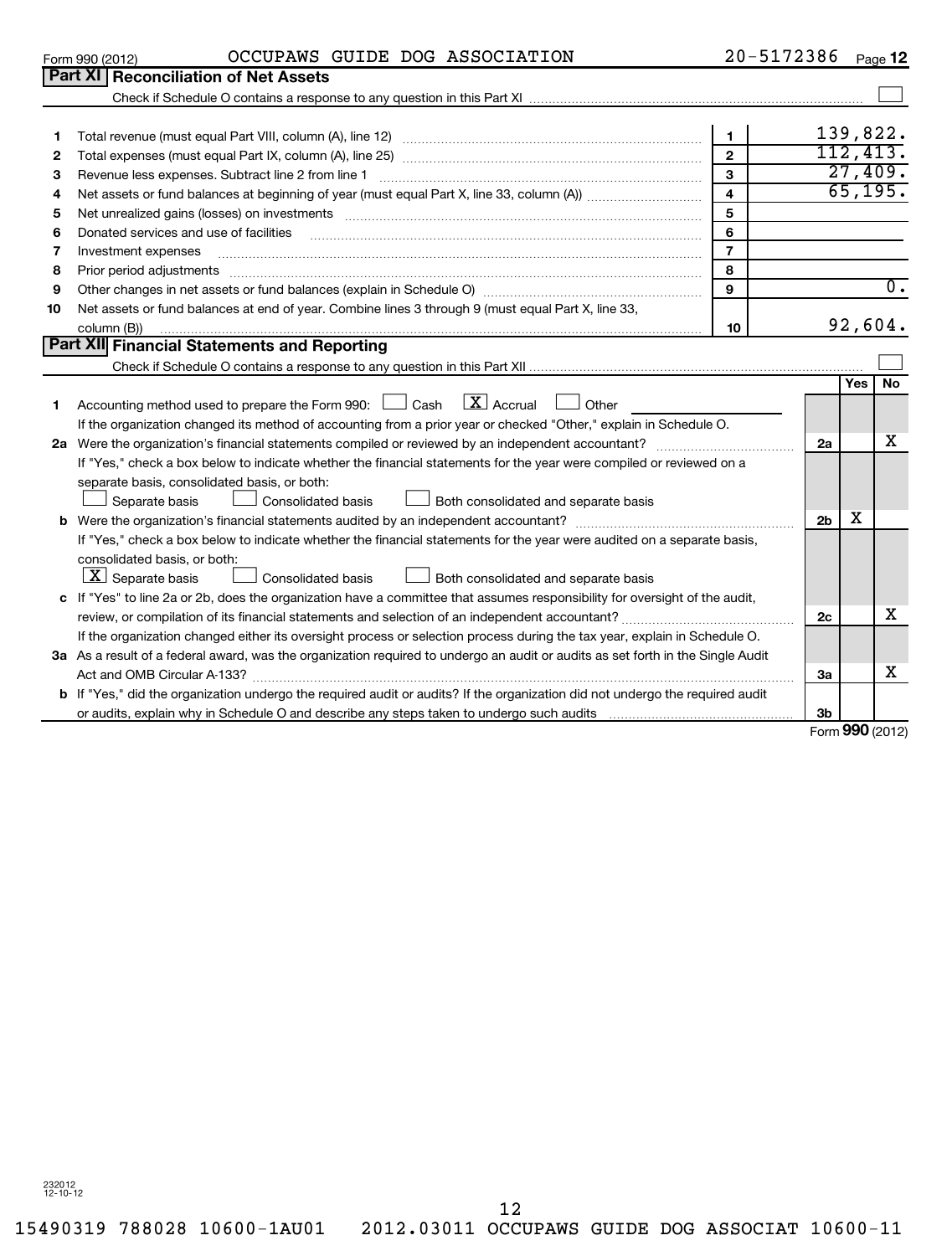Form 990 (2012) OCCUPAWS GUIDE DOG ASSOCIATION 20-5172386 Page 12

## Part XI Reconciliation of Net Assets

Check if Schedule O contains a response to any question in this Part XI ☐

| | | | |
|---|---|---|---|
| 1 | Total revenue (must equal Part VIII, column (A), line 12) | 1 | 139,822. |
| 2 | Total expenses (must equal Part IX, column (A), line 25) | 2 | 112,413. |
| 3 | Revenue less expenses. Subtract line 2 from line 1 | 3 | 27,409. |
| 4 | Net assets or fund balances at beginning of year (must equal Part X, line 33, column (A)) | 4 | 65,195. |
| 5 | Net unrealized gains (losses) on investments | 5 | |
| 6 | Donated services and use of facilities | 6 | |
| 7 | Investment expenses | 7 | |
| 8 | Prior period adjustments | 8 | |
| 9 | Other changes in net assets or fund balances (explain in Schedule O) | 9 | 0. |
| 10 | Net assets or fund balances at end of year. Combine lines 3 through 9 (must equal Part X, line 33, column (B)) | 10 | 92,604. |

## Part XII Financial Statements and Reporting

Check if Schedule O contains a response to any question in this Part XII ☐

| | | | Yes | No |
|---|---|---|---|---|
| 1 | Accounting method used to prepare the Form 990: ☐ Cash ☒ Accrual ☐ Other<br>If the organization changed its method of accounting from a prior year or checked "Other," explain in Schedule O. | | | |
| 2a | Were the organization's financial statements compiled or reviewed by an independent accountant?<br>If "Yes," check a box below to indicate whether the financial statements for the year were compiled or reviewed on a separate basis, consolidated basis, or both:<br>☐ Separate basis ☐ Consolidated basis ☐ Both consolidated and separate basis | 2a | | X |
| b | Were the organization's financial statements audited by an independent accountant?<br>If "Yes," check a box below to indicate whether the financial statements for the year were audited on a separate basis, consolidated basis, or both:<br>☒ Separate basis ☐ Consolidated basis ☐ Both consolidated and separate basis | 2b | X | |
| c | If "Yes" to line 2a or 2b, does the organization have a committee that assumes responsibility for oversight of the audit, review, or compilation of its financial statements and selection of an independent accountant?<br>If the organization changed either its oversight process or selection process during the tax year, explain in Schedule O. | 2c | | X |
| 3a | As a result of a federal award, was the organization required to undergo an audit or audits as set forth in the Single Audit Act and OMB Circular A-133? | 3a | | X |
| b | If "Yes," did the organization undergo the required audit or audits? If the organization did not undergo the required audit or audits, explain why in Schedule O and describe any steps taken to undergo such audits | 3b | | |

Form 990 (2012)

232012 12-10-12

15490319 788028 10600-1AU01 2012.03011 OCCUPAWS GUIDE DOG ASSOCIAT 10600-11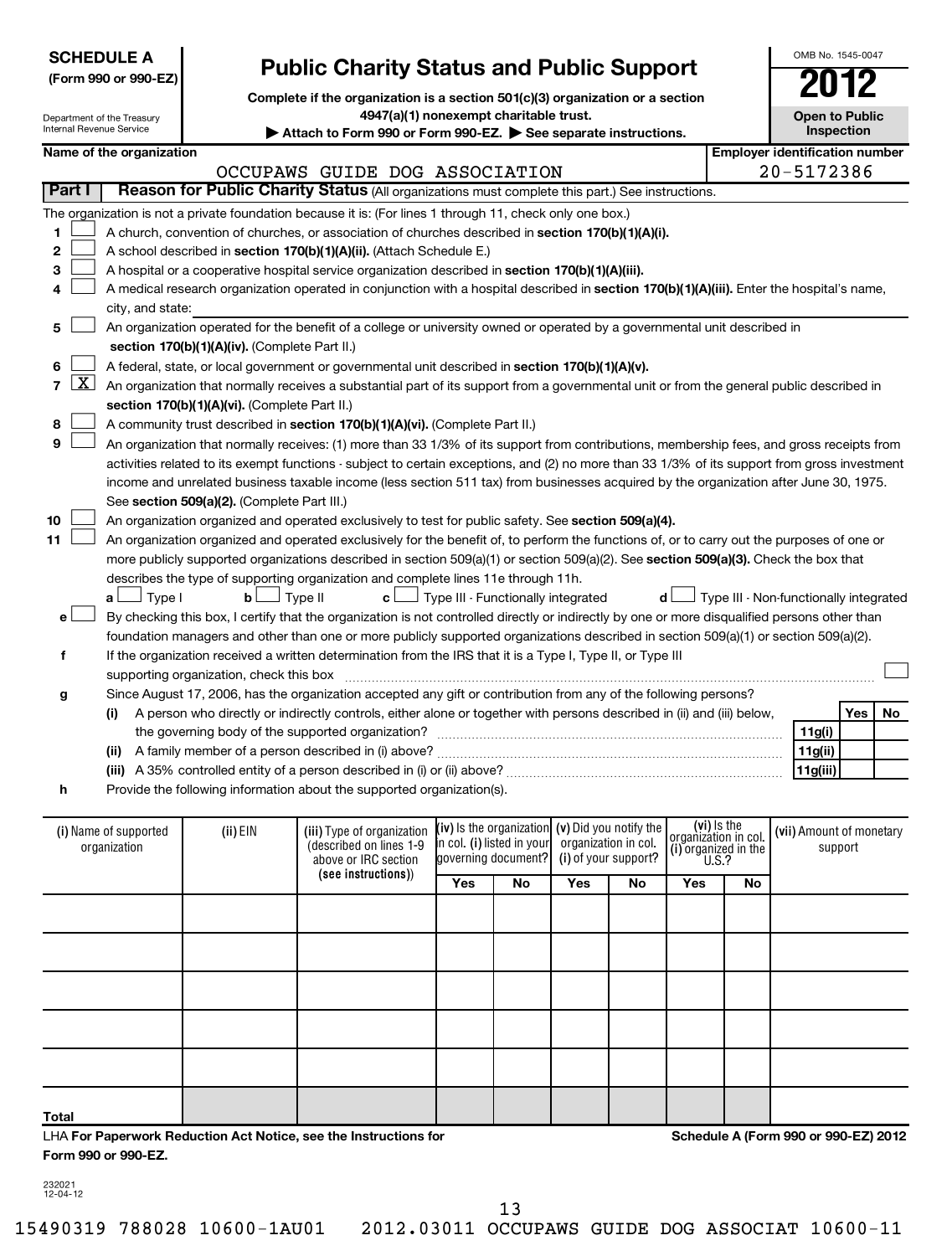**SCHEDULE A (Form 990 or 990-EZ)**

Department of the Treasury
Internal Revenue Service

# Public Charity Status and Public Support

**Complete if the organization is a section 501(c)(3) organization or a section 4947(a)(1) nonexempt charitable trust.**

**▶ Attach to Form 990 or Form 990-EZ. ▶ See separate instructions.**

OMB No. 1545-0047

**2012**

**Open to Public Inspection**

**Name of the organization:** OCCUPAWS GUIDE DOG ASSOCIATION

**Employer identification number:** 20-5172386

## Part I Reason for Public Charity Status (All organizations must complete this part.) See instructions.

The organization is not a private foundation because it is: (For lines 1 through 11, check only one box.)

1. ☐ A church, convention of churches, or association of churches described in **section 170(b)(1)(A)(i).**
2. ☐ A school described in **section 170(b)(1)(A)(ii).** (Attach Schedule E.)
3. ☐ A hospital or a cooperative hospital service organization described in **section 170(b)(1)(A)(iii).**
4. ☐ A medical research organization operated in conjunction with a hospital described in **section 170(b)(1)(A)(iii).** Enter the hospital's name, city, and state:
5. ☐ An organization operated for the benefit of a college or university owned or operated by a governmental unit described in **section 170(b)(1)(A)(iv).** (Complete Part II.)
6. ☐ A federal, state, or local government or governmental unit described in **section 170(b)(1)(A)(v).**
7. ☒ An organization that normally receives a substantial part of its support from a governmental unit or from the general public described in **section 170(b)(1)(A)(vi).** (Complete Part II.)
8. ☐ A community trust described in **section 170(b)(1)(A)(vi).** (Complete Part II.)
9. ☐ An organization that normally receives: (1) more than 33 1/3% of its support from contributions, membership fees, and gross receipts from activities related to its exempt functions - subject to certain exceptions, and (2) no more than 33 1/3% of its support from gross investment income and unrelated business taxable income (less section 511 tax) from businesses acquired by the organization after June 30, 1975. See **section 509(a)(2).** (Complete Part III.)
10. ☐ An organization organized and operated exclusively to test for public safety. See **section 509(a)(4).**
11. ☐ An organization organized and operated exclusively for the benefit of, to perform the functions of, or to carry out the purposes of one or more publicly supported organizations described in section 509(a)(1) or section 509(a)(2). See **section 509(a)(3).** Check the box that describes the type of supporting organization and complete lines 11e through 11h.
   **a** ☐ Type I **b** ☐ Type II **c** ☐ Type III - Functionally integrated **d** ☐ Type III - Non-functionally integrated

**e** ☐ By checking this box, I certify that the organization is not controlled directly or indirectly by one or more disqualified persons other than foundation managers and other than one or more publicly supported organizations described in section 509(a)(1) or section 509(a)(2).

**f** If the organization received a written determination from the IRS that it is a Type I, Type II, or Type III supporting organization, check this box ☐

**g** Since August 17, 2006, has the organization accepted any gift or contribution from any of the following persons?

| | | | Yes | No |
|---|---|---|---|---|
| **(i)** | A person who directly or indirectly controls, either alone or together with persons described in (ii) and (iii) below, the governing body of the supported organization? | 11g(i) | | |
| **(ii)** | A family member of a person described in (i) above? | 11g(ii) | | |
| **(iii)** | A 35% controlled entity of a person described in (i) or (ii) above? | 11g(iii) | | |

**h** Provide the following information about the supported organization(s).

| (i) Name of supported organization | (ii) EIN | (iii) Type of organization (described on lines 1-9 above or IRC section (see instructions)) | (iv) Is the organization in col. (i) listed in your governing document? Yes | No | (v) Did you notify the organization in col. (i) of your support? Yes | No | (vi) Is the organization in col. (i) organized in the U.S.? Yes | No | (vii) Amount of monetary support |
|---|---|---|---|---|---|---|---|---|---|
| | | | | | | | | | |
| | | | | | | | | | |
| | | | | | | | | | |
| | | | | | | | | | |
| | | | | | | | | | |
| **Total** | | | | | | | | | |

LHA **For Paperwork Reduction Act Notice, see the Instructions for Form 990 or 990-EZ.**

**Schedule A (Form 990 or 990-EZ) 2012**

232021
12-04-12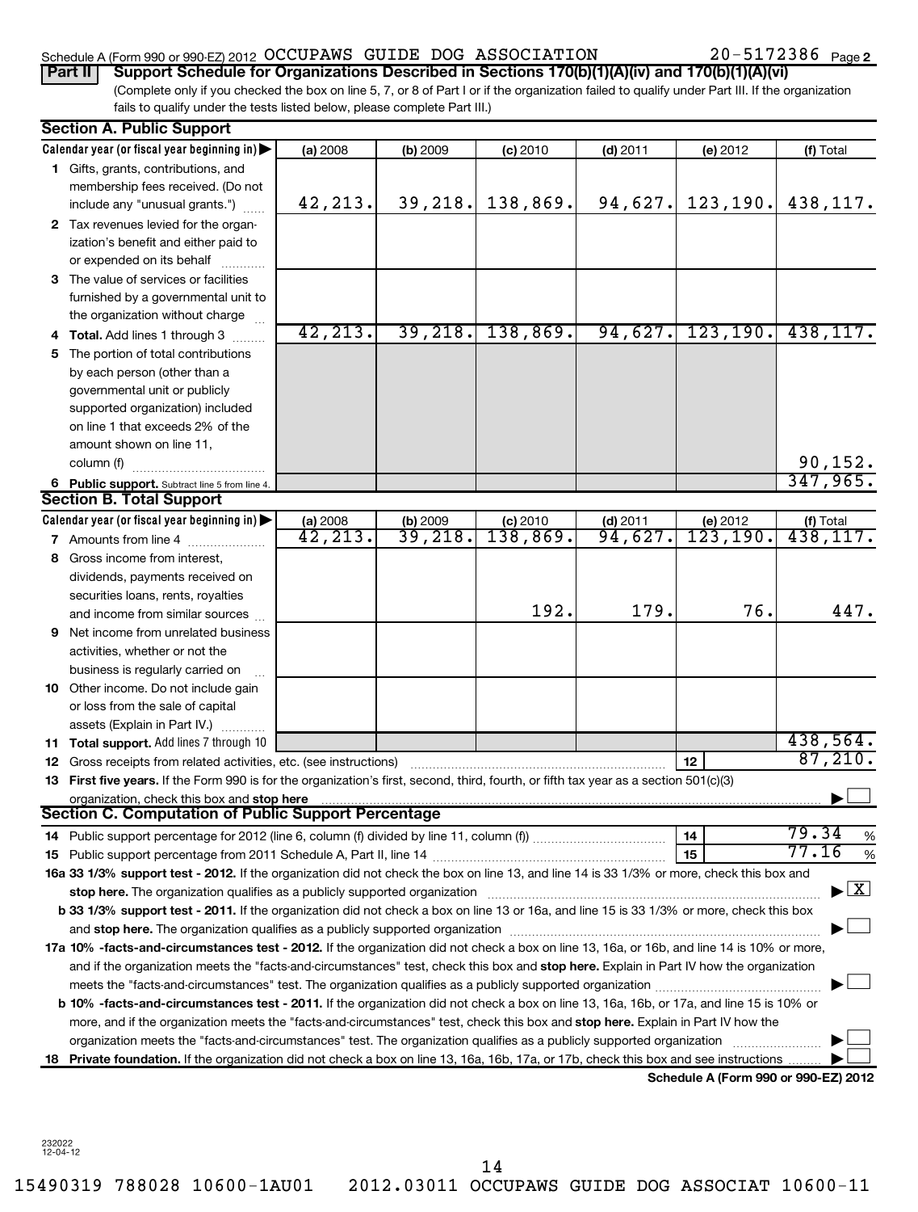Schedule A (Form 990 or 990-EZ) 2012 OCCUPAWS GUIDE DOG ASSOCIATION 20-5172386 Page 2

**Part II** **Support Schedule for Organizations Described in Sections 170(b)(1)(A)(iv) and 170(b)(1)(A)(vi)**

(Complete only if you checked the box on line 5, 7, or 8 of Part I or if the organization failed to qualify under Part III. If the organization fails to qualify under the tests listed below, please complete Part III.)

### Section A. Public Support

| Calendar year (or fiscal year beginning in) ▶ | (a) 2008 | (b) 2009 | (c) 2010 | (d) 2011 | (e) 2012 | (f) Total |
|---|---|---|---|---|---|---|
| **1** Gifts, grants, contributions, and membership fees received. (Do not include any "unusual grants.") | 42,213. | 39,218. | 138,869. | 94,627. | 123,190. | 438,117. |
| **2** Tax revenues levied for the organization's benefit and either paid to or expended on its behalf | | | | | | |
| **3** The value of services or facilities furnished by a governmental unit to the organization without charge | | | | | | |
| **4 Total.** Add lines 1 through 3 | 42,213. | 39,218. | 138,869. | 94,627. | 123,190. | 438,117. |
| **5** The portion of total contributions by each person (other than a governmental unit or publicly supported organization) included on line 1 that exceeds 2% of the amount shown on line 11, column (f) | | | | | | 90,152. |
| **6 Public support.** Subtract line 5 from line 4. | | | | | | 347,965. |

### Section B. Total Support

| Calendar year (or fiscal year beginning in) ▶ | (a) 2008 | (b) 2009 | (c) 2010 | (d) 2011 | (e) 2012 | (f) Total |
|---|---|---|---|---|---|---|
| **7** Amounts from line 4 | 42,213. | 39,218. | 138,869. | 94,627. | 123,190. | 438,117. |
| **8** Gross income from interest, dividends, payments received on securities loans, rents, royalties and income from similar sources | | | 192. | 179. | 76. | 447. |
| **9** Net income from unrelated business activities, whether or not the business is regularly carried on | | | | | | |
| **10** Other income. Do not include gain or loss from the sale of capital assets (Explain in Part IV.) | | | | | | |
| **11 Total support.** Add lines 7 through 10 | | | | | | 438,564. |

**12** Gross receipts from related activities, etc. (see instructions) | **12** | 87,210.

**13 First five years.** If the Form 990 is for the organization's first, second, third, fourth, or fifth tax year as a section 501(c)(3) organization, check this box and **stop here** ▶ ☐

### Section C. Computation of Public Support Percentage

**14** Public support percentage for 2012 (line 6, column (f) divided by line 11, column (f)) | **14** | 79.34 %

**15** Public support percentage from 2011 Schedule A, Part II, line 14 | **15** | 77.16 %

**16a 33 1/3% support test - 2012.** If the organization did not check the box on line 13, and line 14 is 33 1/3% or more, check this box and **stop here.** The organization qualifies as a publicly supported organization ▶ ☒

**b 33 1/3% support test - 2011.** If the organization did not check a box on line 13 or 16a, and line 15 is 33 1/3% or more, check this box and **stop here.** The organization qualifies as a publicly supported organization ▶ ☐

**17a 10% -facts-and-circumstances test - 2012.** If the organization did not check a box on line 13, 16a, or 16b, and line 14 is 10% or more, and if the organization meets the "facts-and-circumstances" test, check this box and **stop here.** Explain in Part IV how the organization meets the "facts-and-circumstances" test. The organization qualifies as a publicly supported organization ▶ ☐

**b 10% -facts-and-circumstances test - 2011.** If the organization did not check a box on line 13, 16a, 16b, or 17a, and line 15 is 10% or more, and if the organization meets the "facts-and-circumstances" test, check this box and **stop here.** Explain in Part IV how the organization meets the "facts-and-circumstances" test. The organization qualifies as a publicly supported organization ▶ ☐

**18 Private foundation.** If the organization did not check a box on line 13, 16a, 16b, 17a, or 17b, check this box and see instructions ▶ ☐

**Schedule A (Form 990 or 990-EZ) 2012**

232022 12-04-12

15490319 788028 10600-1AU01 2012.03011 OCCUPAWS GUIDE DOG ASSOCIAT 10600-11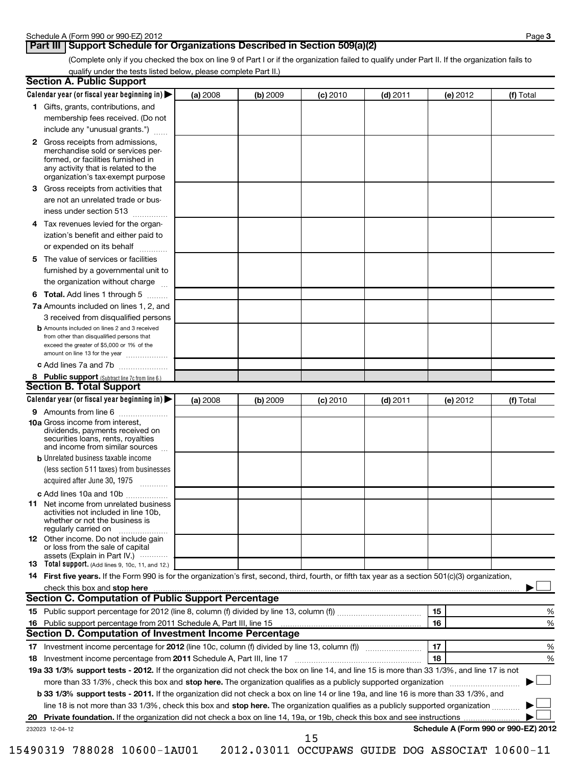Schedule A (Form 990 or 990-EZ) 2012 Page **3**

## Part III Support Schedule for Organizations Described in Section 509(a)(2)

(Complete only if you checked the box on line 9 of Part I or if the organization failed to qualify under Part II. If the organization fails to qualify under the tests listed below, please complete Part II.)

### Section A. Public Support

| Calendar year (or fiscal year beginning in) ▶ | (a) 2008 | (b) 2009 | (c) 2010 | (d) 2011 | (e) 2012 | (f) Total |
|---|---|---|---|---|---|---|
| **1** Gifts, grants, contributions, and membership fees received. (Do not include any "unusual grants.") | | | | | | |
| **2** Gross receipts from admissions, merchandise sold or services performed, or facilities furnished in any activity that is related to the organization's tax-exempt purpose | | | | | | |
| **3** Gross receipts from activities that are not an unrelated trade or business under section 513 | | | | | | |
| **4** Tax revenues levied for the organization's benefit and either paid to or expended on its behalf | | | | | | |
| **5** The value of services or facilities furnished by a governmental unit to the organization without charge | | | | | | |
| **6 Total.** Add lines 1 through 5 | | | | | | |
| **7a** Amounts included on lines 1, 2, and 3 received from disqualified persons | | | | | | |
| **b** Amounts included on lines 2 and 3 received from other than disqualified persons that exceed the greater of $5,000 or 1% of the amount on line 13 for the year | | | | | | |
| **c** Add lines 7a and 7b | | | | | | |
| **8 Public support** (Subtract line 7c from line 6.) | | | | | | |

### Section B. Total Support

| Calendar year (or fiscal year beginning in) ▶ | (a) 2008 | (b) 2009 | (c) 2010 | (d) 2011 | (e) 2012 | (f) Total |
|---|---|---|---|---|---|---|
| **9** Amounts from line 6 | | | | | | |
| **10a** Gross income from interest, dividends, payments received on securities loans, rents, royalties and income from similar sources | | | | | | |
| **b** Unrelated business taxable income (less section 511 taxes) from businesses acquired after June 30, 1975 | | | | | | |
| **c** Add lines 10a and 10b | | | | | | |
| **11** Net income from unrelated business activities not included in line 10b, whether or not the business is regularly carried on | | | | | | |
| **12** Other income. Do not include gain or loss from the sale of capital assets (Explain in Part IV.) | | | | | | |
| **13 Total support.** (Add lines 9, 10c, 11, and 12.) | | | | | | |

**14 First five years.** If the Form 990 is for the organization's first, second, third, fourth, or fifth tax year as a section 501(c)(3) organization, check this box and **stop here** ▶ ☐

### Section C. Computation of Public Support Percentage

| | | | |
|---|---|---|---|
| **15** | Public support percentage for 2012 (line 8, column (f) divided by line 13, column (f)) | 15 | % |
| **16** | Public support percentage from 2011 Schedule A, Part III, line 15 | 16 | % |

### Section D. Computation of Investment Income Percentage

| | | | |
|---|---|---|---|
| **17** | Investment income percentage for **2012** (line 10c, column (f) divided by line 13, column (f)) | 17 | % |
| **18** | Investment income percentage from **2011** Schedule A, Part III, line 17 | 18 | % |

**19a 33 1/3% support tests - 2012.** If the organization did not check the box on line 14, and line 15 is more than 33 1/3%, and line 17 is not more than 33 1/3%, check this box and **stop here.** The organization qualifies as a publicly supported organization ▶ ☐

**b 33 1/3% support tests - 2011.** If the organization did not check a box on line 14 or line 19a, and line 16 is more than 33 1/3%, and line 18 is not more than 33 1/3%, check this box and **stop here.** The organization qualifies as a publicly supported organization ▶ ☐

**20 Private foundation.** If the organization did not check a box on line 14, 19a, or 19b, check this box and see instructions ▶ ☐

232023 12-04-12 **Schedule A (Form 990 or 990-EZ) 2012**

15490319 788028 10600-1AU01 2012.03011 OCCUPAWS GUIDE DOG ASSOCIAT 10600-11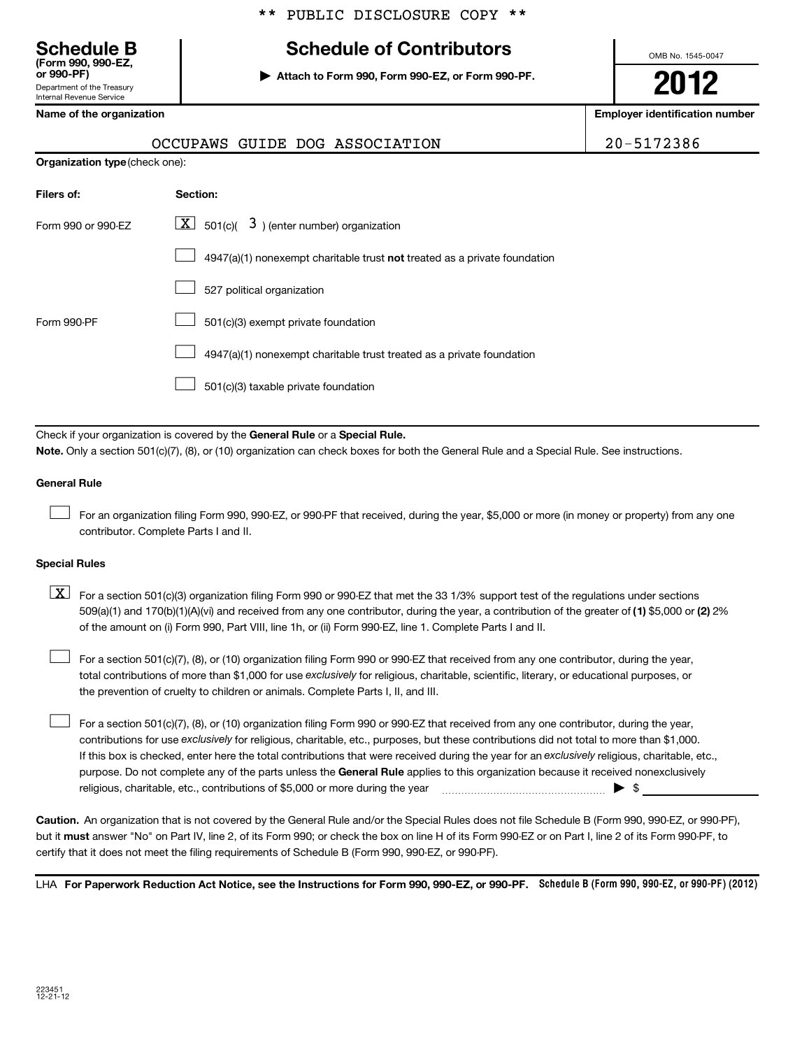\*\* PUBLIC DISCLOSURE COPY \*\*

# Schedule B

**(Form 990, 990-EZ, or 990-PF)**

Department of the Treasury
Internal Revenue Service

## Schedule of Contributors

▶ **Attach to Form 990, Form 990-EZ, or Form 990-PF.**

OMB No. 1545-0047

**2012**

| Name of the organization | Employer identification number |
|---|---|
| OCCUPAWS GUIDE DOG ASSOCIATION | 20-5172386 |

**Organization type** (check one):

| Filers of: | Section: |
|---|---|
| Form 990 or 990-EZ | [X] 501(c)( 3 ) (enter number) organization |
| | [ ] 4947(a)(1) nonexempt charitable trust **not** treated as a private foundation |
| | [ ] 527 political organization |
| Form 990-PF | [ ] 501(c)(3) exempt private foundation |
| | [ ] 4947(a)(1) nonexempt charitable trust treated as a private foundation |
| | [ ] 501(c)(3) taxable private foundation |

Check if your organization is covered by the **General Rule** or a **Special Rule.**

**Note.** Only a section 501(c)(7), (8), or (10) organization can check boxes for both the General Rule and a Special Rule. See instructions.

**General Rule**

[ ] For an organization filing Form 990, 990-EZ, or 990-PF that received, during the year, $5,000 or more (in money or property) from any one contributor. Complete Parts I and II.

**Special Rules**

[X] For a section 501(c)(3) organization filing Form 990 or 990-EZ that met the 33 1/3% support test of the regulations under sections 509(a)(1) and 170(b)(1)(A)(vi) and received from any one contributor, during the year, a contribution of the greater of **(1)** $5,000 or **(2)** 2% of the amount on (i) Form 990, Part VIII, line 1h, or (ii) Form 990-EZ, line 1. Complete Parts I and II.

[ ] For a section 501(c)(7), (8), or (10) organization filing Form 990 or 990-EZ that received from any one contributor, during the year, total contributions of more than $1,000 for use *exclusively* for religious, charitable, scientific, literary, or educational purposes, or the prevention of cruelty to children or animals. Complete Parts I, II, and III.

[ ] For a section 501(c)(7), (8), or (10) organization filing Form 990 or 990-EZ that received from any one contributor, during the year, contributions for use *exclusively* for religious, charitable, etc., purposes, but these contributions did not total to more than $1,000. If this box is checked, enter here the total contributions that were received during the year for an *exclusively* religious, charitable, etc., purpose. Do not complete any of the parts unless the **General Rule** applies to this organization because it received nonexclusively religious, charitable, etc., contributions of $5,000 or more during the year ▶ $

**Caution.** An organization that is not covered by the General Rule and/or the Special Rules does not file Schedule B (Form 990, 990-EZ, or 990-PF), but it **must** answer "No" on Part IV, line 2, of its Form 990; or check the box on line H of its Form 990-EZ or on Part I, line 2 of its Form 990-PF, to certify that it does not meet the filing requirements of Schedule B (Form 990, 990-EZ, or 990-PF).

LHA **For Paperwork Reduction Act Notice, see the Instructions for Form 990, 990-EZ, or 990-PF.** **Schedule B (Form 990, 990-EZ, or 990-PF) (2012)**

223451
12-21-12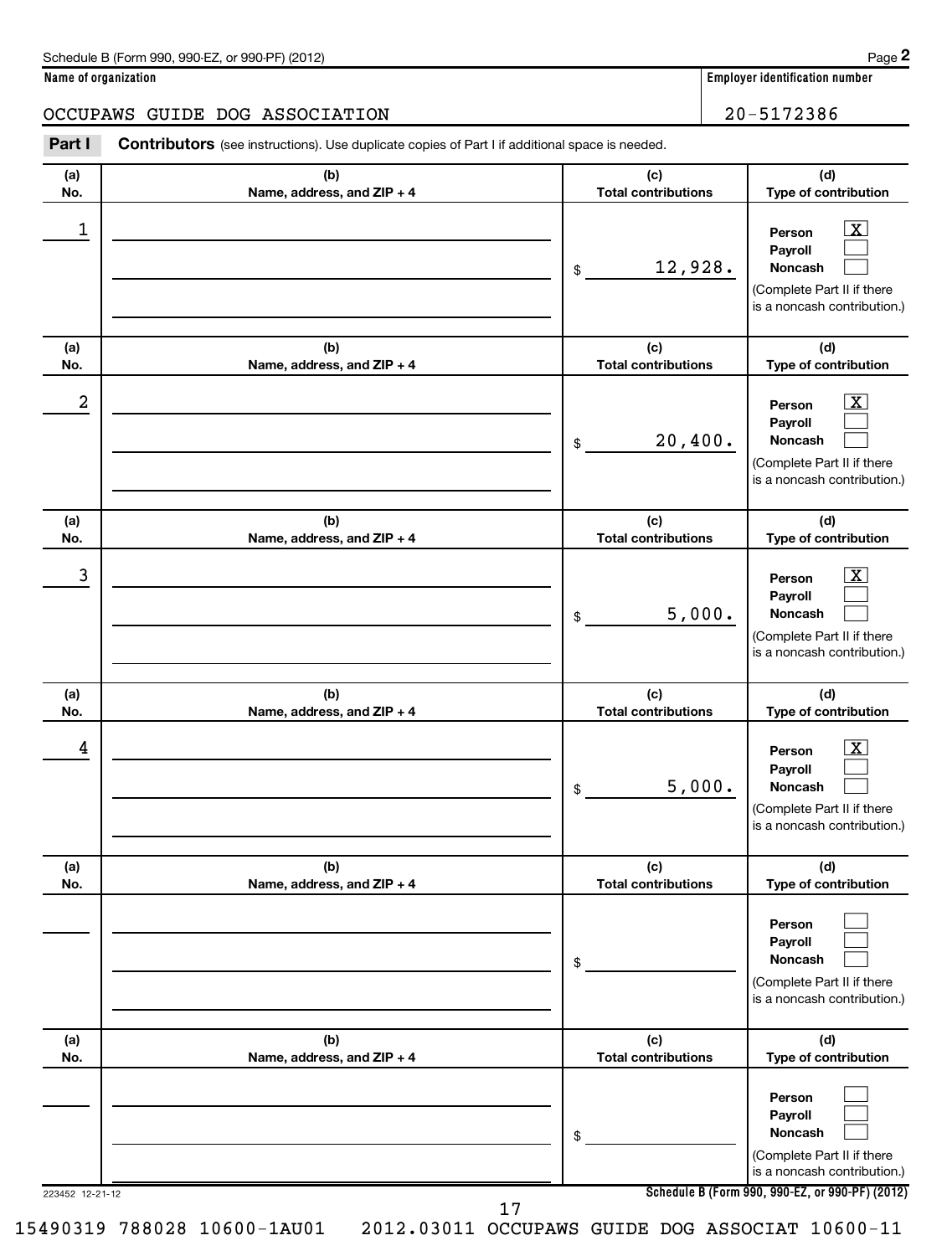Schedule B (Form 990, 990-EZ, or 990-PF) (2012)

**Name of organization**

OCCUPAWS GUIDE DOG ASSOCIATION

**Employer identification number**

20-5172386

**Part I** **Contributors** (see instructions). Use duplicate copies of Part I if additional space is needed.

| (a) No. | (b) Name, address, and ZIP + 4 | (c) Total contributions | (d) Type of contribution |
|---|---|---|---|
| 1 | | $ 12,928. | Person [X] Payroll [ ] Noncash [ ] (Complete Part II if there is a noncash contribution.) |
| 2 | | $ 20,400. | Person [X] Payroll [ ] Noncash [ ] (Complete Part II if there is a noncash contribution.) |
| 3 | | $ 5,000. | Person [X] Payroll [ ] Noncash [ ] (Complete Part II if there is a noncash contribution.) |
| 4 | | $ 5,000. | Person [X] Payroll [ ] Noncash [ ] (Complete Part II if there is a noncash contribution.) |
| | | $ | Person [ ] Payroll [ ] Noncash [ ] (Complete Part II if there is a noncash contribution.) |
| | | $ | Person [ ] Payroll [ ] Noncash [ ] (Complete Part II if there is a noncash contribution.) |

223452 12-21-12

**Schedule B (Form 990, 990-EZ, or 990-PF) (2012)**

15490319 788028 10600-1AU01 2012.03011 OCCUPAWS GUIDE DOG ASSOCIAT 10600-11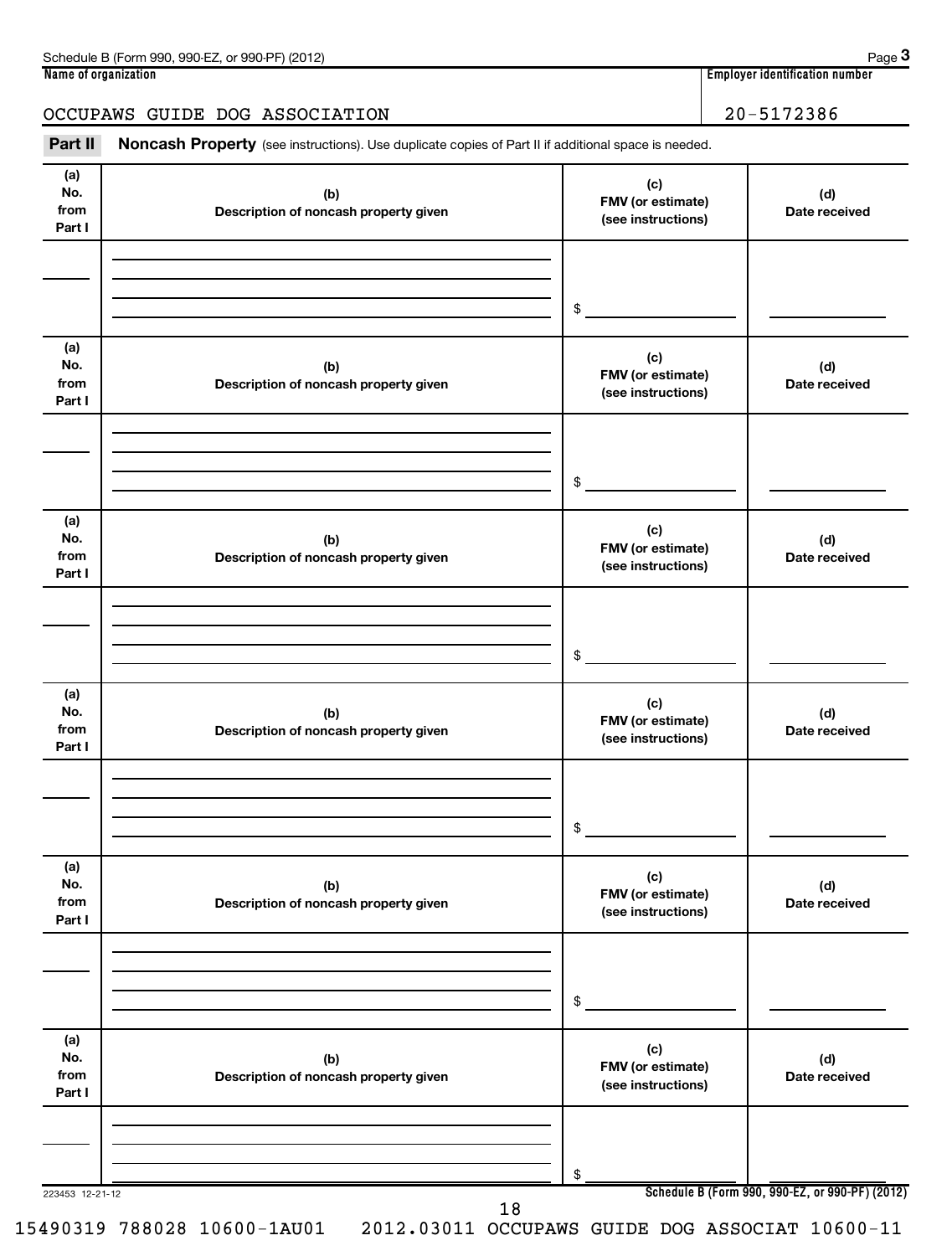Schedule B (Form 990, 990-EZ, or 990-PF) (2012)

**Name of organization**

OCCUPAWS GUIDE DOG ASSOCIATION

**Employer identification number**

20-5172386

**Part II** **Noncash Property** (see instructions). Use duplicate copies of Part II if additional space is needed.

| (a) No. from Part I | (b) Description of noncash property given | (c) FMV (or estimate) (see instructions) | (d) Date received |
|---|---|---|---|
| | | $ | |

| (a) No. from Part I | (b) Description of noncash property given | (c) FMV (or estimate) (see instructions) | (d) Date received |
|---|---|---|---|
| | | $ | |

| (a) No. from Part I | (b) Description of noncash property given | (c) FMV (or estimate) (see instructions) | (d) Date received |
|---|---|---|---|
| | | $ | |

| (a) No. from Part I | (b) Description of noncash property given | (c) FMV (or estimate) (see instructions) | (d) Date received |
|---|---|---|---|
| | | $ | |

| (a) No. from Part I | (b) Description of noncash property given | (c) FMV (or estimate) (see instructions) | (d) Date received |
|---|---|---|---|
| | | $ | |

| (a) No. from Part I | (b) Description of noncash property given | (c) FMV (or estimate) (see instructions) | (d) Date received |
|---|---|---|---|
| | | $ | |

223453 12-21-12

**Schedule B (Form 990, 990-EZ, or 990-PF) (2012)**

15490319 788028 10600-1AU01 2012.03011 OCCUPAWS GUIDE DOG ASSOCIAT 10600-11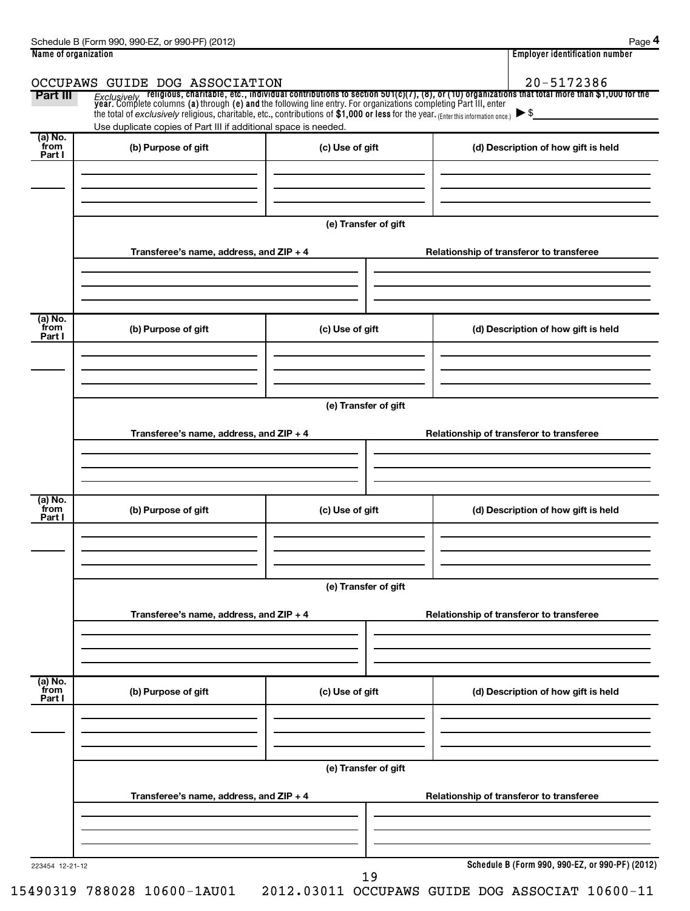Schedule B (Form 990, 990-EZ, or 990-PF) (2012)

**Name of organization**

OCCUPAWS GUIDE DOG ASSOCIATION

**Employer identification number**

20-5172386

**Part III** *Exclusively* religious, charitable, etc., individual contributions to section 501(c)(7), (8), or (10) organizations that total more than $1,000 for the year. Complete columns (a) through (e) and the following line entry. For organizations completing Part III, enter the total of *exclusively* religious, charitable, etc., contributions of $1,000 or less for the year. (Enter this information once.) ▶ $

Use duplicate copies of Part III if additional space is needed.

| (a) No. from Part I | (b) Purpose of gift | (c) Use of gift | (d) Description of how gift is held |
|---|---|---|---|
| | | | |

(e) Transfer of gift

| Transferee's name, address, and ZIP + 4 | Relationship of transferor to transferee |
|---|---|
| | |

| (a) No. from Part I | (b) Purpose of gift | (c) Use of gift | (d) Description of how gift is held |
|---|---|---|---|
| | | | |

(e) Transfer of gift

| Transferee's name, address, and ZIP + 4 | Relationship of transferor to transferee |
|---|---|
| | |

| (a) No. from Part I | (b) Purpose of gift | (c) Use of gift | (d) Description of how gift is held |
|---|---|---|---|
| | | | |

(e) Transfer of gift

| Transferee's name, address, and ZIP + 4 | Relationship of transferor to transferee |
|---|---|
| | |

| (a) No. from Part I | (b) Purpose of gift | (c) Use of gift | (d) Description of how gift is held |
|---|---|---|---|
| | | | |

(e) Transfer of gift

| Transferee's name, address, and ZIP + 4 | Relationship of transferor to transferee |
|---|---|
| | |

223454 12-21-12

Schedule B (Form 990, 990-EZ, or 990-PF) (2012)

15490319 788028 10600-1AU01 2012.03011 OCCUPAWS GUIDE DOG ASSOCIAT 10600-11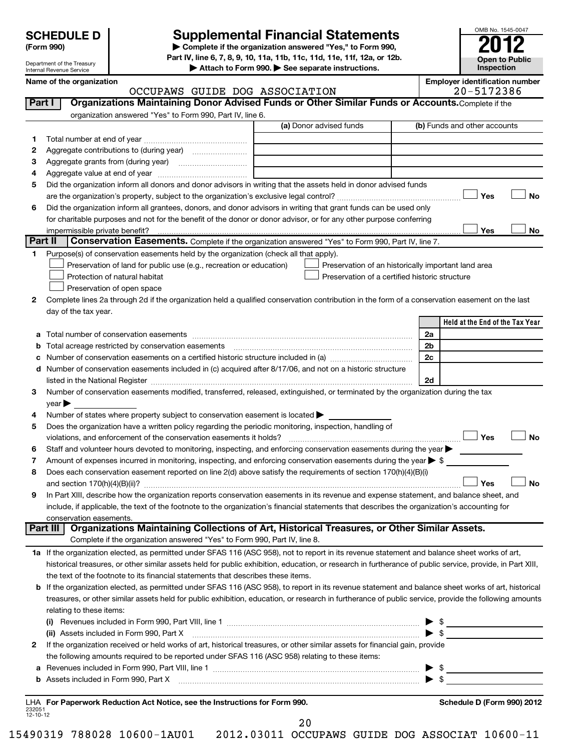**SCHEDULE D** (Form 990)

Department of the Treasury
Internal Revenue Service

# Supplemental Financial Statements

▶ Complete if the organization answered "Yes," to Form 990, Part IV, line 6, 7, 8, 9, 10, 11a, 11b, 11c, 11d, 11e, 11f, 12a, or 12b.
▶ Attach to Form 990. ▶ See separate instructions.

OMB No. 1545-0047
**2012**
**Open to Public Inspection**

**Name of the organization:** OCCUPAWS GUIDE DOG ASSOCIATION
**Employer identification number:** 20-5172386

## Part I — Organizations Maintaining Donor Advised Funds or Other Similar Funds or Accounts.

Complete if the organization answered "Yes" to Form 990, Part IV, line 6.

| | | (a) Donor advised funds | (b) Funds and other accounts |
|---|---|---|---|
| 1 | Total number at end of year | | |
| 2 | Aggregate contributions to (during year) | | |
| 3 | Aggregate grants from (during year) | | |
| 4 | Aggregate value at end of year | | |

5 Did the organization inform all donors and donor advisors in writing that the assets held in donor advised funds are the organization's property, subject to the organization's exclusive legal control? ☐ Yes ☐ No

6 Did the organization inform all grantees, donors, and donor advisors in writing that grant funds can be used only for charitable purposes and not for the benefit of the donor or donor advisor, or for any other purpose conferring impermissible private benefit? ☐ Yes ☐ No

## Part II — Conservation Easements.

Complete if the organization answered "Yes" to Form 990, Part IV, line 7.

1 Purpose(s) of conservation easements held by the organization (check all that apply).

- ☐ Preservation of land for public use (e.g., recreation or education)
- ☐ Protection of natural habitat
- ☐ Preservation of open space
- ☐ Preservation of an historically important land area
- ☐ Preservation of a certified historic structure

2 Complete lines 2a through 2d if the organization held a qualified conservation contribution in the form of a conservation easement on the last day of the tax year.

| | | | Held at the End of the Tax Year |
|---|---|---|---|
| a | Total number of conservation easements | 2a | |
| b | Total acreage restricted by conservation easements | 2b | |
| c | Number of conservation easements on a certified historic structure included in (a) | 2c | |
| d | Number of conservation easements included in (c) acquired after 8/17/06, and not on a historic structure listed in the National Register | 2d | |

3 Number of conservation easements modified, transferred, released, extinguished, or terminated by the organization during the tax year ▶

4 Number of states where property subject to conservation easement is located ▶

5 Does the organization have a written policy regarding the periodic monitoring, inspection, handling of violations, and enforcement of the conservation easements it holds? ☐ Yes ☐ No

6 Staff and volunteer hours devoted to monitoring, inspecting, and enforcing conservation easements during the year ▶

7 Amount of expenses incurred in monitoring, inspecting, and enforcing conservation easements during the year ▶ $

8 Does each conservation easement reported on line 2(d) above satisfy the requirements of section 170(h)(4)(B)(i) and section 170(h)(4)(B)(ii)? ☐ Yes ☐ No

9 In Part XIII, describe how the organization reports conservation easements in its revenue and expense statement, and balance sheet, and include, if applicable, the text of the footnote to the organization's financial statements that describes the organization's accounting for conservation easements.

## Part III — Organizations Maintaining Collections of Art, Historical Treasures, or Other Similar Assets.

Complete if the organization answered "Yes" to Form 990, Part IV, line 8.

1a If the organization elected, as permitted under SFAS 116 (ASC 958), not to report in its revenue statement and balance sheet works of art, historical treasures, or other similar assets held for public exhibition, education, or research in furtherance of public service, provide, in Part XIII, the text of the footnote to its financial statements that describes these items.

b If the organization elected, as permitted under SFAS 116 (ASC 958), to report in its revenue statement and balance sheet works of art, historical treasures, or other similar assets held for public exhibition, education, or research in furtherance of public service, provide the following amounts relating to these items:

(i) Revenues included in Form 990, Part VIII, line 1 ▶ $

(ii) Assets included in Form 990, Part X ▶ $

2 If the organization received or held works of art, historical treasures, or other similar assets for financial gain, provide the following amounts required to be reported under SFAS 116 (ASC 958) relating to these items:

a Revenues included in Form 990, Part VIII, line 1 ▶ $

b Assets included in Form 990, Part X ▶ $

LHA **For Paperwork Reduction Act Notice, see the Instructions for Form 990.** **Schedule D (Form 990) 2012**

232051
12-10-12

15490319 788028 10600-1AU01 2012.03011 OCCUPAWS GUIDE DOG ASSOCIAT 10600-11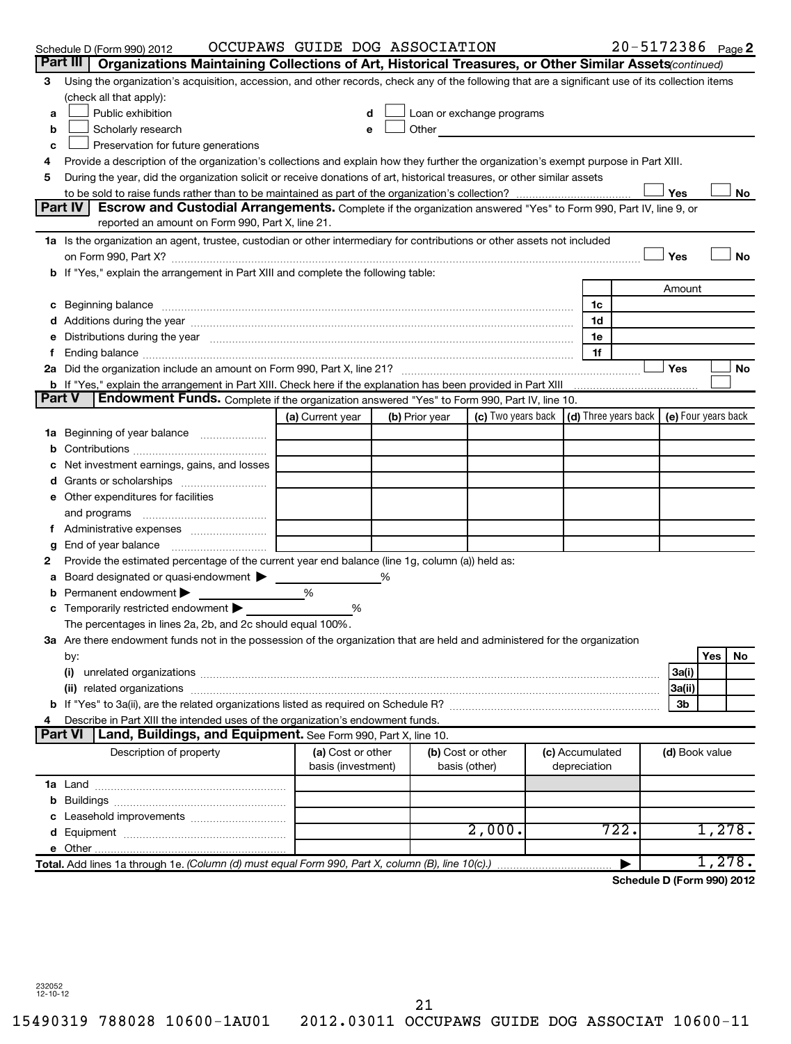Schedule D (Form 990) 2012 OCCUPAWS GUIDE DOG ASSOCIATION 20-5172386 Page 2

**Part III** **Organizations Maintaining Collections of Art, Historical Treasures, or Other Similar Assets** *(continued)*

3 Using the organization's acquisition, accession, and other records, check any of the following that are a significant use of its collection items (check all that apply):

- a ☐ Public exhibition
- b ☐ Scholarly research
- c ☐ Preservation for future generations
- d ☐ Loan or exchange programs
- e ☐ Other

4 Provide a description of the organization's collections and explain how they further the organization's exempt purpose in Part XIII.

5 During the year, did the organization solicit or receive donations of art, historical treasures, or other similar assets to be sold to raise funds rather than to be maintained as part of the organization's collection? ☐ Yes ☐ No

**Part IV** **Escrow and Custodial Arrangements.** Complete if the organization answered "Yes" to Form 990, Part IV, line 9, or reported an amount on Form 990, Part X, line 21.

1a Is the organization an agent, trustee, custodian or other intermediary for contributions or other assets not included on Form 990, Part X? ☐ Yes ☐ No

b If "Yes," explain the arrangement in Part XIII and complete the following table:

| | | Amount |
|---|---|---|
| c Beginning balance | 1c | |
| d Additions during the year | 1d | |
| e Distributions during the year | 1e | |
| f Ending balance | 1f | |

2a Did the organization include an amount on Form 990, Part X, line 21? ☐ Yes ☐ No

b If "Yes," explain the arrangement in Part XIII. Check here if the explanation has been provided in Part XIII ☐

**Part V** **Endowment Funds.** Complete if the organization answered "Yes" to Form 990, Part IV, line 10.

| | (a) Current year | (b) Prior year | (c) Two years back | (d) Three years back | (e) Four years back |
|---|---|---|---|---|---|
| 1a Beginning of year balance | | | | | |
| b Contributions | | | | | |
| c Net investment earnings, gains, and losses | | | | | |
| d Grants or scholarships | | | | | |
| e Other expenditures for facilities and programs | | | | | |
| f Administrative expenses | | | | | |
| g End of year balance | | | | | |

2 Provide the estimated percentage of the current year end balance (line 1g, column (a)) held as:

a Board designated or quasi-endowment ▶ ______ %

b Permanent endowment ▶ ______ %

c Temporarily restricted endowment ▶ ______ %

The percentages in lines 2a, 2b, and 2c should equal 100%.

3a Are there endowment funds not in the possession of the organization that are held and administered for the organization by:

| | | Yes | No |
|---|---|---|---|
| (i) unrelated organizations | 3a(i) | | |
| (ii) related organizations | 3a(ii) | | |
| b If "Yes" to 3a(ii), are the related organizations listed as required on Schedule R? | 3b | | |

4 Describe in Part XIII the intended uses of the organization's endowment funds.

**Part VI** **Land, Buildings, and Equipment.** See Form 990, Part X, line 10.

| Description of property | (a) Cost or other basis (investment) | (b) Cost or other basis (other) | (c) Accumulated depreciation | (d) Book value |
|---|---|---|---|---|
| 1a Land | | | | |
| b Buildings | | | | |
| c Leasehold improvements | | | | |
| d Equipment | | 2,000. | 722. | 1,278. |
| e Other | | | | |
| **Total.** Add lines 1a through 1e. *(Column (d) must equal Form 990, Part X, column (B), line 10(c).)* ▶ | | | | 1,278. |

**Schedule D (Form 990) 2012**

232052 12-10-12

15490319 788028 10600-1AU01 2012.03011 OCCUPAWS GUIDE DOG ASSOCIAT 10600-11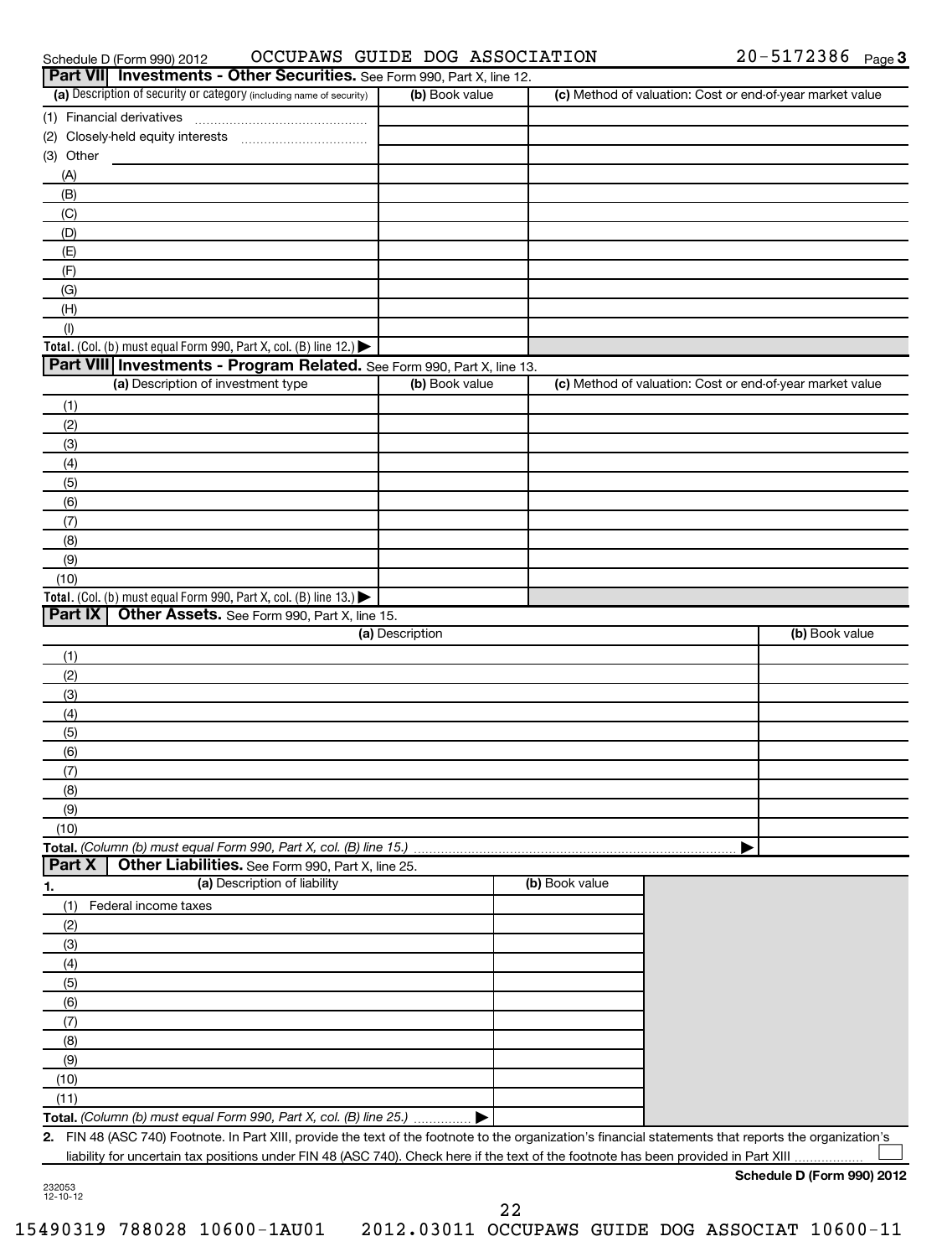Schedule D (Form 990) 2012 OCCUPAWS GUIDE DOG ASSOCIATION 20-5172386 Page 3

## Part VII Investments - Other Securities. See Form 990, Part X, line 12.

| (a) Description of security or category (including name of security) | (b) Book value | (c) Method of valuation: Cost or end-of-year market value |
|---|---|---|
| (1) Financial derivatives | | |
| (2) Closely-held equity interests | | |
| (3) Other | | |
| (A) | | |
| (B) | | |
| (C) | | |
| (D) | | |
| (E) | | |
| (F) | | |
| (G) | | |
| (H) | | |
| (I) | | |
| **Total.** (Col. (b) must equal Form 990, Part X, col. (B) line 12.) ▶ | | |

## Part VIII Investments - Program Related. See Form 990, Part X, line 13.

| (a) Description of investment type | (b) Book value | (c) Method of valuation: Cost or end-of-year market value |
|---|---|---|
| (1) | | |
| (2) | | |
| (3) | | |
| (4) | | |
| (5) | | |
| (6) | | |
| (7) | | |
| (8) | | |
| (9) | | |
| (10) | | |
| **Total.** (Col. (b) must equal Form 990, Part X, col. (B) line 13.) ▶ | | |

## Part IX Other Assets. See Form 990, Part X, line 15.

| (a) Description | (b) Book value |
|---|---|
| (1) | |
| (2) | |
| (3) | |
| (4) | |
| (5) | |
| (6) | |
| (7) | |
| (8) | |
| (9) | |
| (10) | |
| **Total.** *(Column (b) must equal Form 990, Part X, col. (B) line 15.)* ▶ | |

## Part X Other Liabilities. See Form 990, Part X, line 25.

| 1. (a) Description of liability | (b) Book value |
|---|---|
| (1) Federal income taxes | |
| (2) | |
| (3) | |
| (4) | |
| (5) | |
| (6) | |
| (7) | |
| (8) | |
| (9) | |
| (10) | |
| (11) | |
| **Total.** *(Column (b) must equal Form 990, Part X, col. (B) line 25.)* ▶ | |

**2.** FIN 48 (ASC 740) Footnote. In Part XIII, provide the text of the footnote to the organization's financial statements that reports the organization's liability for uncertain tax positions under FIN 48 (ASC 740). Check here if the text of the footnote has been provided in Part XIII ☐

**Schedule D (Form 990) 2012**

232053 12-10-12

15490319 788028 10600-1AU01 2012.03011 OCCUPAWS GUIDE DOG ASSOCIAT 10600-11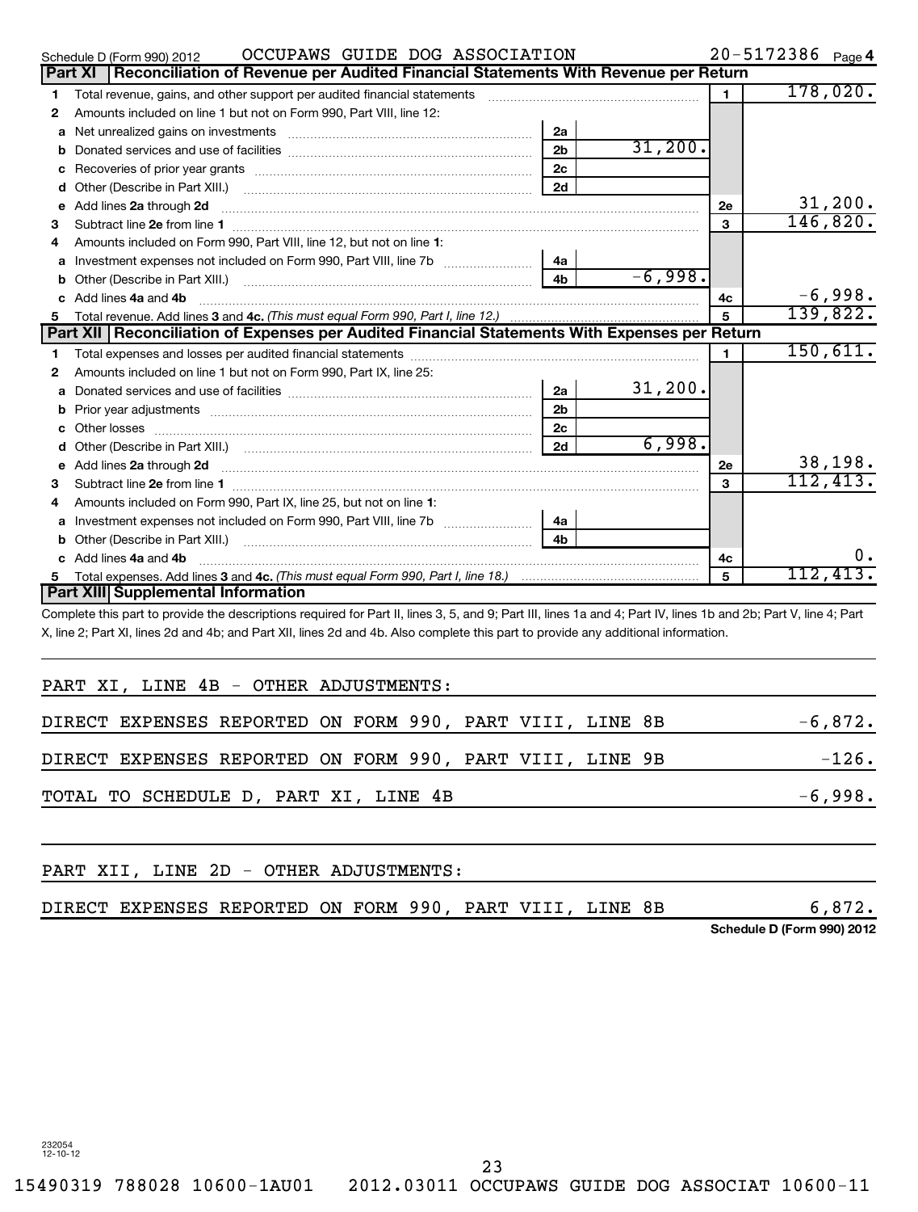Schedule D (Form 990) 2012 OCCUPAWS GUIDE DOG ASSOCIATION 20-5172386 Page 4

## Part XI Reconciliation of Revenue per Audited Financial Statements With Revenue per Return

| | | | | | |
|---|---|---|---|---|---|
| 1 | Total revenue, gains, and other support per audited financial statements | | | 1 | 178,020. |
| 2 | Amounts included on line 1 but not on Form 990, Part VIII, line 12: | | | | |
| a | Net unrealized gains on investments | 2a | | | |
| b | Donated services and use of facilities | 2b | 31,200. | | |
| c | Recoveries of prior year grants | 2c | | | |
| d | Other (Describe in Part XIII.) | 2d | | | |
| e | Add lines **2a** through **2d** | | | 2e | 31,200. |
| 3 | Subtract line **2e** from line **1** | | | 3 | 146,820. |
| 4 | Amounts included on Form 990, Part VIII, line 12, but not on line **1**: | | | | |
| a | Investment expenses not included on Form 990, Part VIII, line 7b | 4a | | | |
| b | Other (Describe in Part XIII.) | 4b | -6,998. | | |
| c | Add lines **4a** and **4b** | | | 4c | -6,998. |
| 5 | Total revenue. Add lines **3** and **4c.** *(This must equal Form 990, Part I, line 12.)* | | | 5 | 139,822. |

## Part XII Reconciliation of Expenses per Audited Financial Statements With Expenses per Return

| | | | | | |
|---|---|---|---|---|---|
| 1 | Total expenses and losses per audited financial statements | | | 1 | 150,611. |
| 2 | Amounts included on line 1 but not on Form 990, Part IX, line 25: | | | | |
| a | Donated services and use of facilities | 2a | 31,200. | | |
| b | Prior year adjustments | 2b | | | |
| c | Other losses | 2c | | | |
| d | Other (Describe in Part XIII.) | 2d | 6,998. | | |
| e | Add lines **2a** through **2d** | | | 2e | 38,198. |
| 3 | Subtract line **2e** from line **1** | | | 3 | 112,413. |
| 4 | Amounts included on Form 990, Part IX, line 25, but not on line **1**: | | | | |
| a | Investment expenses not included on Form 990, Part VIII, line 7b | 4a | | | |
| b | Other (Describe in Part XIII.) | 4b | | | |
| c | Add lines **4a** and **4b** | | | 4c | 0. |
| 5 | Total expenses. Add lines **3** and **4c.** *(This must equal Form 990, Part I, line 18.)* | | | 5 | 112,413. |

## Part XIII Supplemental Information

Complete this part to provide the descriptions required for Part II, lines 3, 5, and 9; Part III, lines 1a and 4; Part IV, lines 1b and 2b; Part V, line 4; Part X, line 2; Part XI, lines 2d and 4b; and Part XII, lines 2d and 4b. Also complete this part to provide any additional information.

PART XI, LINE 4B - OTHER ADJUSTMENTS:

| | |
|---|---|
| DIRECT EXPENSES REPORTED ON FORM 990, PART VIII, LINE 8B | -6,872. |
| DIRECT EXPENSES REPORTED ON FORM 990, PART VIII, LINE 9B | -126. |
| TOTAL TO SCHEDULE D, PART XI, LINE 4B | -6,998. |

PART XII, LINE 2D - OTHER ADJUSTMENTS:

| | |
|---|---|
| DIRECT EXPENSES REPORTED ON FORM 990, PART VIII, LINE 8B | 6,872. |

Schedule D (Form 990) 2012

232054 12-10-12

15490319 788028 10600-1AU01 2012.03011 OCCUPAWS GUIDE DOG ASSOCIAT 10600-11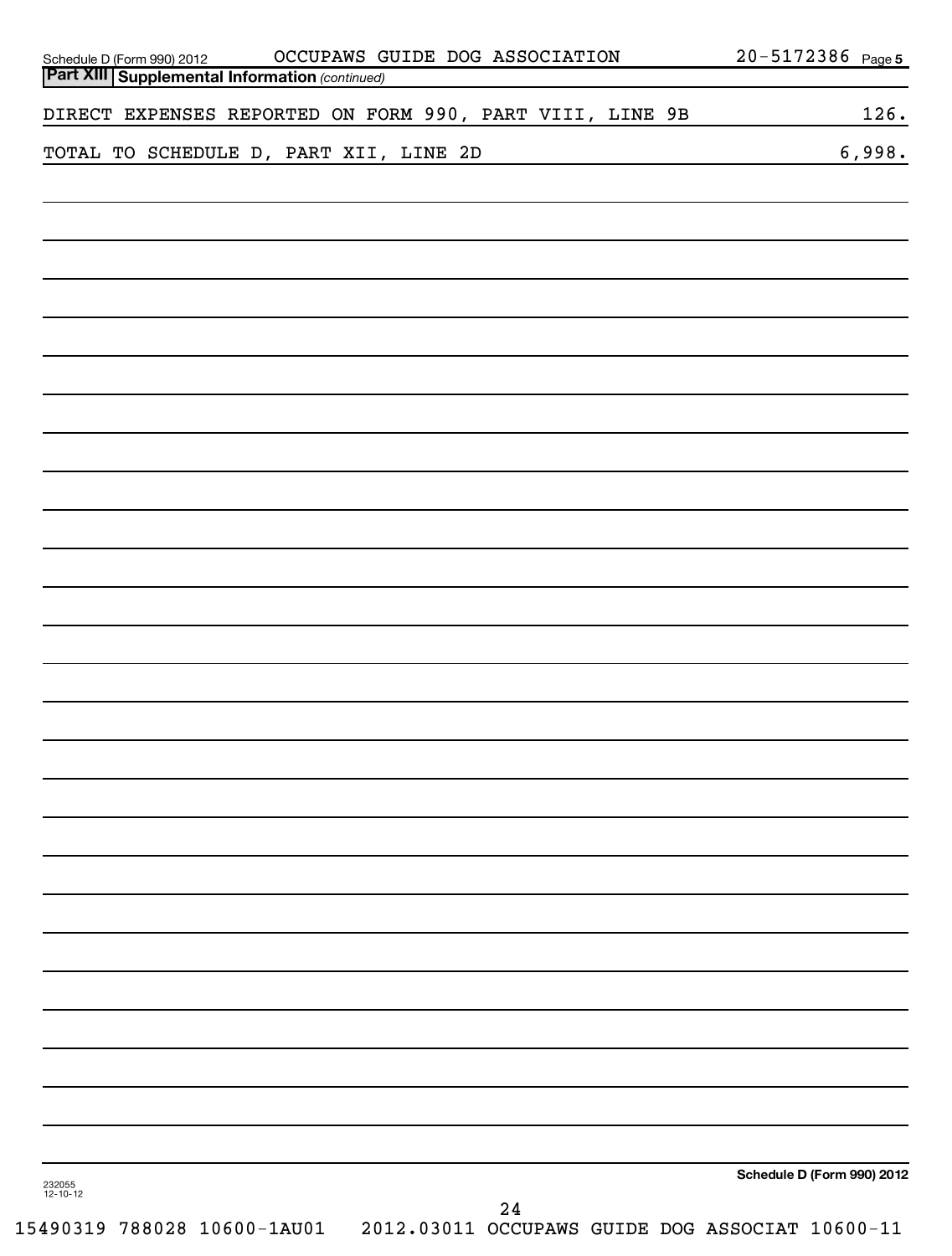Schedule D (Form 990) 2012 OCCUPAWS GUIDE DOG ASSOCIATION 20-5172386 Page 5

**Part XIII Supplemental Information** *(continued)*

| | |
|---|---|
| DIRECT EXPENSES REPORTED ON FORM 990, PART VIII, LINE 9B | 126. |
| TOTAL TO SCHEDULE D, PART XII, LINE 2D | 6,998. |

**Schedule D (Form 990) 2012**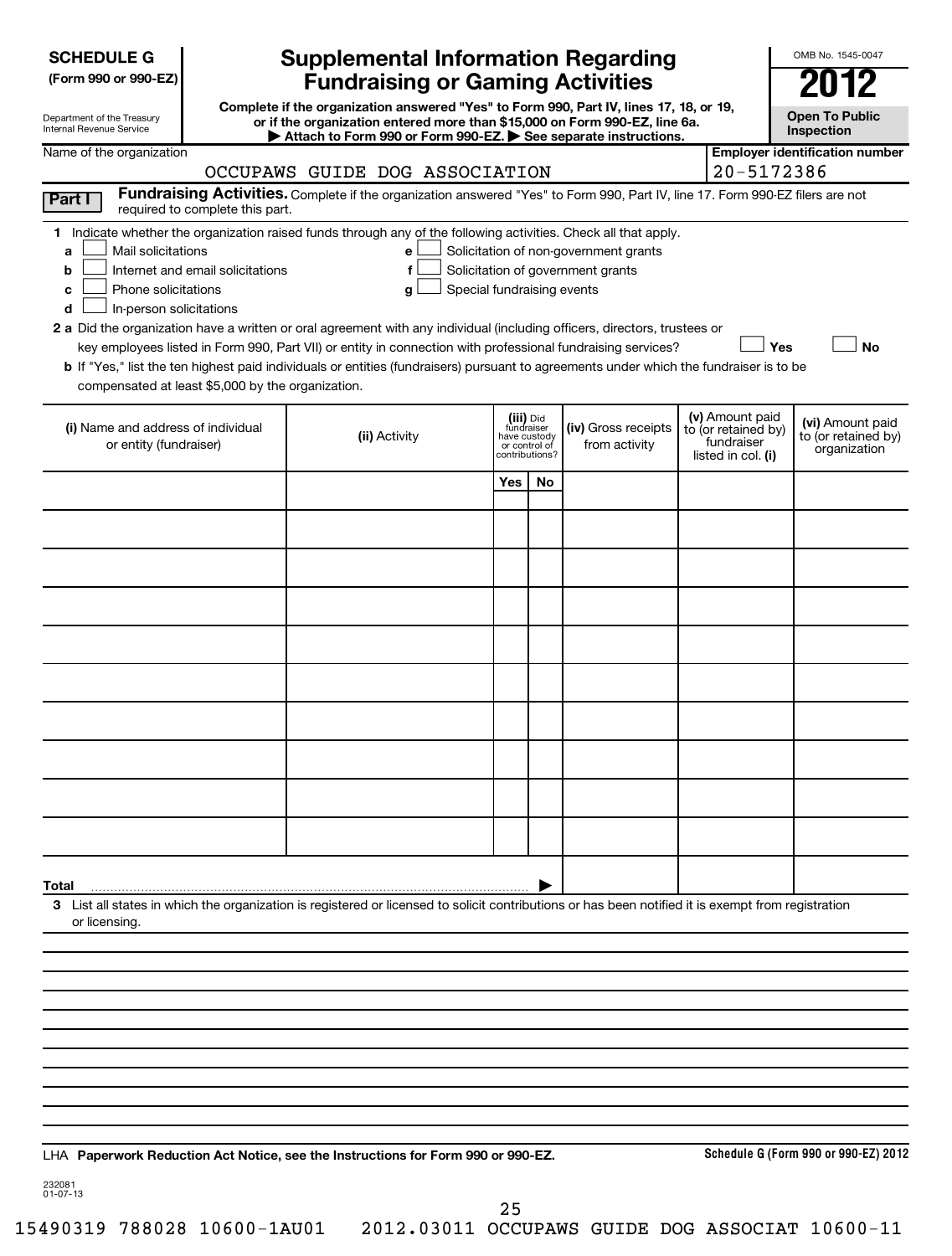**SCHEDULE G**
**(Form 990 or 990-EZ)**

Department of the Treasury
Internal Revenue Service

# Supplemental Information Regarding Fundraising or Gaming Activities

**Complete if the organization answered "Yes" to Form 990, Part IV, lines 17, 18, or 19, or if the organization entered more than $15,000 on Form 990-EZ, line 6a.**
**▶ Attach to Form 990 or Form 990-EZ. ▶ See separate instructions.**

OMB No. 1545-0047

**2012**

**Open To Public Inspection**

Name of the organization: OCCUPAWS GUIDE DOG ASSOCIATION

**Employer identification number:** 20-5172386

**Part I** **Fundraising Activities.** Complete if the organization answered "Yes" to Form 990, Part IV, line 17. Form 990-EZ filers are not required to complete this part.

**1** Indicate whether the organization raised funds through any of the following activities. Check all that apply.

- **a** ☐ Mail solicitations
- **b** ☐ Internet and email solicitations
- **c** ☐ Phone solicitations
- **d** ☐ In-person solicitations
- **e** ☐ Solicitation of non-government grants
- **f** ☐ Solicitation of government grants
- **g** ☐ Special fundraising events

**2 a** Did the organization have a written or oral agreement with any individual (including officers, directors, trustees or key employees listed in Form 990, Part VII) or entity in connection with professional fundraising services? ☐ **Yes** ☐ **No**

**b** If "Yes," list the ten highest paid individuals or entities (fundraisers) pursuant to agreements under which the fundraiser is to be compensated at least $5,000 by the organization.

| (i) Name and address of individual or entity (fundraiser) | (ii) Activity | (iii) Did fundraiser have custody or control of contributions? | | (iv) Gross receipts from activity | (v) Amount paid to (or retained by) fundraiser listed in col. (i) | (vi) Amount paid to (or retained by) organization |
|---|---|---|---|---|---|---|
| | | Yes | No | | | |
| | | | | | | |
| | | | | | | |
| | | | | | | |
| | | | | | | |
| | | | | | | |
| | | | | | | |
| | | | | | | |
| | | | | | | |
| | | | | | | |
| | | | | | | |
| **Total** ▶ | | | | | | |

**3** List all states in which the organization is registered or licensed to solicit contributions or has been notified it is exempt from registration or licensing.

LHA **Paperwork Reduction Act Notice, see the Instructions for Form 990 or 990-EZ.**

**Schedule G (Form 990 or 990-EZ) 2012**

232081
01-07-13

15490319 788028 10600-1AU01 2012.03011 OCCUPAWS GUIDE DOG ASSOCIAT 10600-11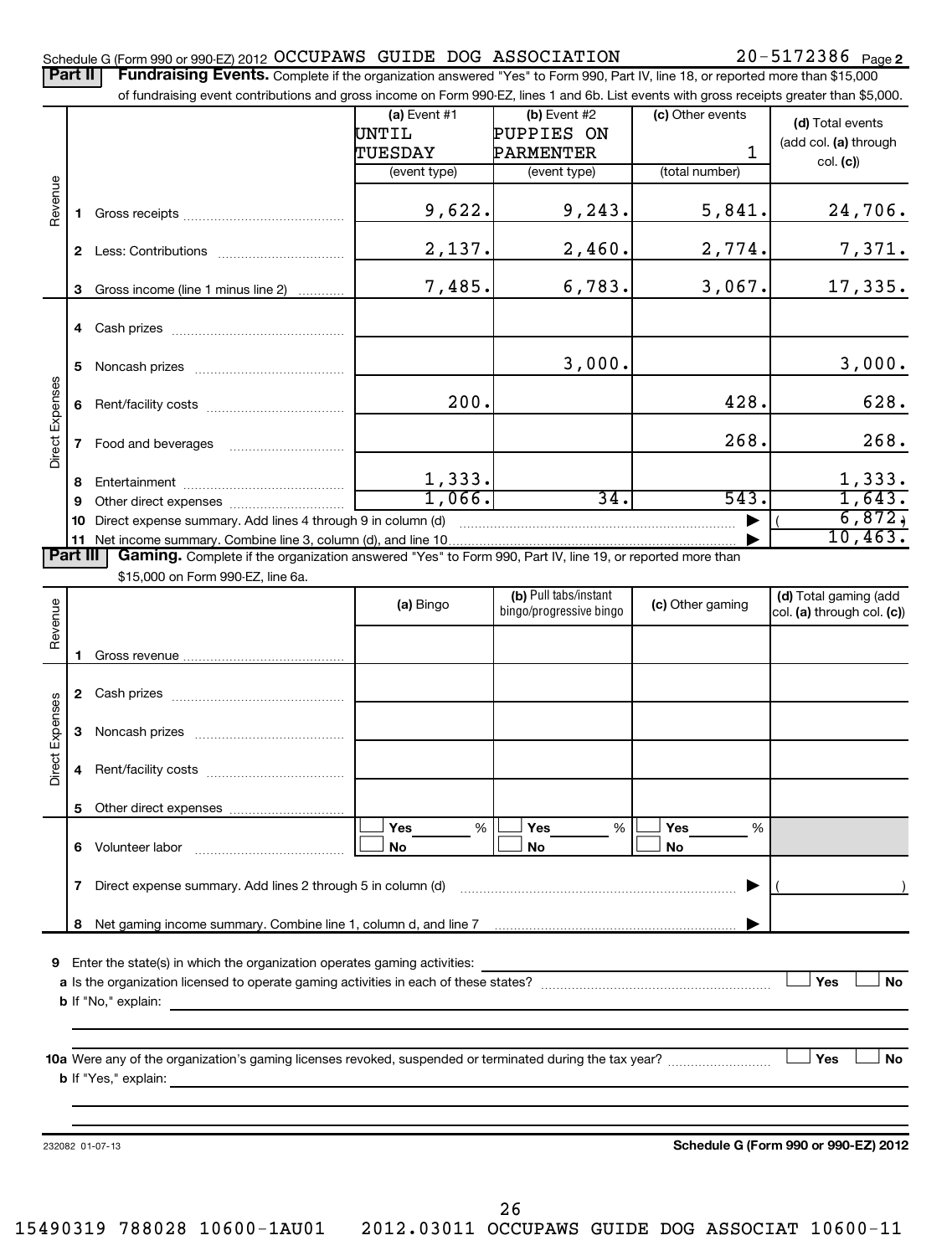Schedule G (Form 990 or 990-EZ) 2012 OCCUPAWS GUIDE DOG ASSOCIATION 20-5172386 Page 2

**Part II** **Fundraising Events.** Complete if the organization answered "Yes" to Form 990, Part IV, line 18, or reported more than $15,000 of fundraising event contributions and gross income on Form 990-EZ, lines 1 and 6b. List events with gross receipts greater than $5,000.

| | | (a) Event #1 UNTIL TUESDAY (event type) | (b) Event #2 PUPPIES ON PARMENTER (event type) | (c) Other events 1 (total number) | (d) Total events (add col. (a) through col. (c)) |
|---|---|---|---|---|---|
| Revenue | 1 Gross receipts | 9,622. | 9,243. | 5,841. | 24,706. |
| | 2 Less: Contributions | 2,137. | 2,460. | 2,774. | 7,371. |
| | 3 Gross income (line 1 minus line 2) | 7,485. | 6,783. | 3,067. | 17,335. |
| Direct Expenses | 4 Cash prizes | | | | |
| | 5 Noncash prizes | | 3,000. | | 3,000. |
| | 6 Rent/facility costs | 200. | | 428. | 628. |
| | 7 Food and beverages | | | 268. | 268. |
| | 8 Entertainment | 1,333. | | | 1,333. |
| | 9 Other direct expenses | 1,066. | 34. | 543. | 1,643. |
| | 10 Direct expense summary. Add lines 4 through 9 in column (d) | | | ▶ | ( 6,872.) |
| | 11 Net income summary. Combine line 3, column (d), and line 10 | | | ▶ | 10,463. |

**Part III** **Gaming.** Complete if the organization answered "Yes" to Form 990, Part IV, line 19, or reported more than $15,000 on Form 990-EZ, line 6a.

| | | (a) Bingo | (b) Pull tabs/instant bingo/progressive bingo | (c) Other gaming | (d) Total gaming (add col. (a) through col. (c)) |
|---|---|---|---|---|---|
| Revenue | 1 Gross revenue | | | | |
| Direct Expenses | 2 Cash prizes | | | | |
| | 3 Noncash prizes | | | | |
| | 4 Rent/facility costs | | | | |
| | 5 Other direct expenses | | | | |
| | 6 Volunteer labor | ☐ Yes ___ % ☐ No | ☐ Yes ___ % ☐ No | ☐ Yes ___ % ☐ No | |
| | 7 Direct expense summary. Add lines 2 through 5 in column (d) | | | ▶ | ( ) |
| | 8 Net gaming income summary. Combine line 1, column d, and line 7 | | | ▶ | |

9 Enter the state(s) in which the organization operates gaming activities:

a Is the organization licensed to operate gaming activities in each of these states? ☐ Yes ☐ No

b If "No," explain:

10a Were any of the organization's gaming licenses revoked, suspended or terminated during the tax year? ☐ Yes ☐ No

b If "Yes," explain:

232082 01-07-13 **Schedule G (Form 990 or 990-EZ) 2012**

15490319 788028 10600-1AU01 2012.03011 OCCUPAWS GUIDE DOG ASSOCIAT 10600-11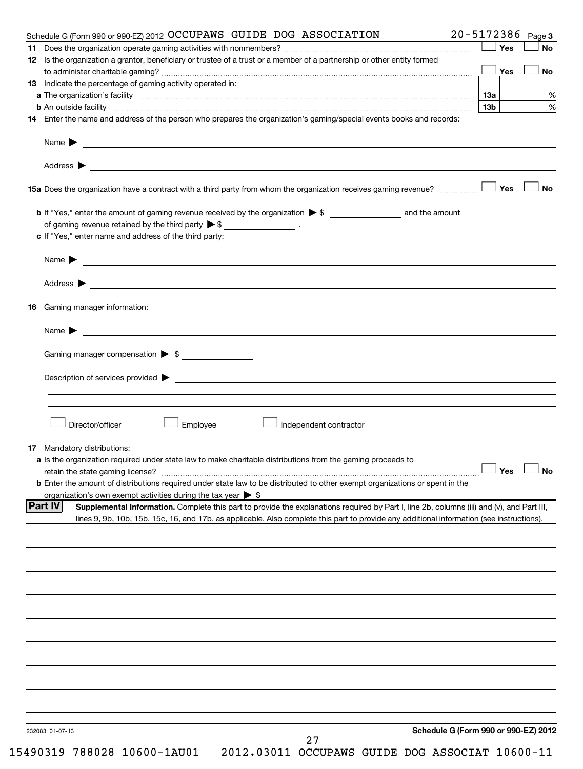Schedule G (Form 990 or 990-EZ) 2012 OCCUPAWS GUIDE DOG ASSOCIATION 20-5172386 Page 3

**11** Does the organization operate gaming activities with nonmembers? ☐ Yes ☐ No

**12** Is the organization a grantor, beneficiary or trustee of a trust or a member of a partnership or other entity formed to administer charitable gaming? ☐ Yes ☐ No

**13** Indicate the percentage of gaming activity operated in:

| | | |
|---|---|---|
| **a** The organization's facility | **13a** | % |
| **b** An outside facility | **13b** | % |

**14** Enter the name and address of the person who prepares the organization's gaming/special events books and records:

Name ▶

Address ▶

**15a** Does the organization have a contract with a third party from whom the organization receives gaming revenue? ☐ Yes ☐ No

**b** If "Yes," enter the amount of gaming revenue received by the organization ▶ $ ______ and the amount of gaming revenue retained by the third party ▶ $ ______ .

**c** If "Yes," enter name and address of the third party:

Name ▶

Address ▶

**16** Gaming manager information:

Name ▶

Gaming manager compensation ▶ $

Description of services provided ▶

☐ Director/officer ☐ Employee ☐ Independent contractor

**17** Mandatory distributions:

**a** Is the organization required under state law to make charitable distributions from the gaming proceeds to retain the state gaming license? ☐ Yes ☐ No

**b** Enter the amount of distributions required under state law to be distributed to other exempt organizations or spent in the organization's own exempt activities during the tax year ▶ $

**Part IV** **Supplemental Information.** Complete this part to provide the explanations required by Part I, line 2b, columns (iii) and (v), and Part III, lines 9, 9b, 10b, 15b, 15c, 16, and 17b, as applicable. Also complete this part to provide any additional information (see instructions).

232083 01-07-13 **Schedule G (Form 990 or 990-EZ) 2012**

15490319 788028 10600-1AU01 2012.03011 OCCUPAWS GUIDE DOG ASSOCIAT 10600-11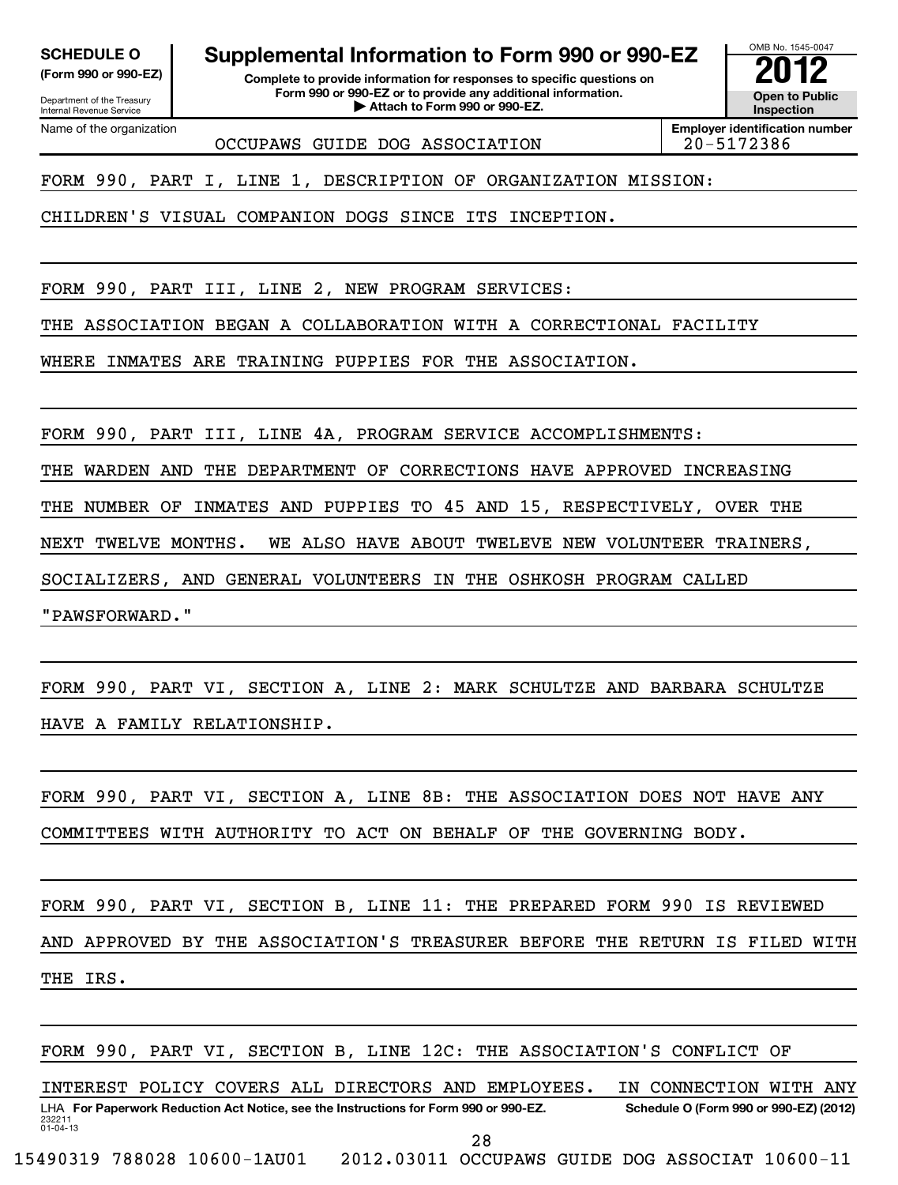**SCHEDULE O**
**(Form 990 or 990-EZ)**

Department of the Treasury
Internal Revenue Service

# Supplemental Information to Form 990 or 990-EZ

**Complete to provide information for responses to specific questions on Form 990 or 990-EZ or to provide any additional information.**
**▶ Attach to Form 990 or 990-EZ.**

OMB No. 1545-0047

**2012**

**Open to Public Inspection**

| Name of the organization | Employer identification number |
|---|---|
| OCCUPAWS GUIDE DOG ASSOCIATION | 20-5172386 |

FORM 990, PART I, LINE 1, DESCRIPTION OF ORGANIZATION MISSION:

CHILDREN'S VISUAL COMPANION DOGS SINCE ITS INCEPTION.

FORM 990, PART III, LINE 2, NEW PROGRAM SERVICES:

THE ASSOCIATION BEGAN A COLLABORATION WITH A CORRECTIONAL FACILITY WHERE INMATES ARE TRAINING PUPPIES FOR THE ASSOCIATION.

FORM 990, PART III, LINE 4A, PROGRAM SERVICE ACCOMPLISHMENTS:

THE WARDEN AND THE DEPARTMENT OF CORRECTIONS HAVE APPROVED INCREASING THE NUMBER OF INMATES AND PUPPIES TO 45 AND 15, RESPECTIVELY, OVER THE NEXT TWELVE MONTHS. WE ALSO HAVE ABOUT TWELEVE NEW VOLUNTEER TRAINERS, SOCIALIZERS, AND GENERAL VOLUNTEERS IN THE OSHKOSH PROGRAM CALLED "PAWSFORWARD."

FORM 990, PART VI, SECTION A, LINE 2: MARK SCHULTZE AND BARBARA SCHULTZE HAVE A FAMILY RELATIONSHIP.

FORM 990, PART VI, SECTION A, LINE 8B: THE ASSOCIATION DOES NOT HAVE ANY COMMITTEES WITH AUTHORITY TO ACT ON BEHALF OF THE GOVERNING BODY.

FORM 990, PART VI, SECTION B, LINE 11: THE PREPARED FORM 990 IS REVIEWED AND APPROVED BY THE ASSOCIATION'S TREASURER BEFORE THE RETURN IS FILED WITH THE IRS.

FORM 990, PART VI, SECTION B, LINE 12C: THE ASSOCIATION'S CONFLICT OF INTEREST POLICY COVERS ALL DIRECTORS AND EMPLOYEES. IN CONNECTION WITH ANY

LHA **For Paperwork Reduction Act Notice, see the Instructions for Form 990 or 990-EZ.** **Schedule O (Form 990 or 990-EZ) (2012)**
232211 01-04-13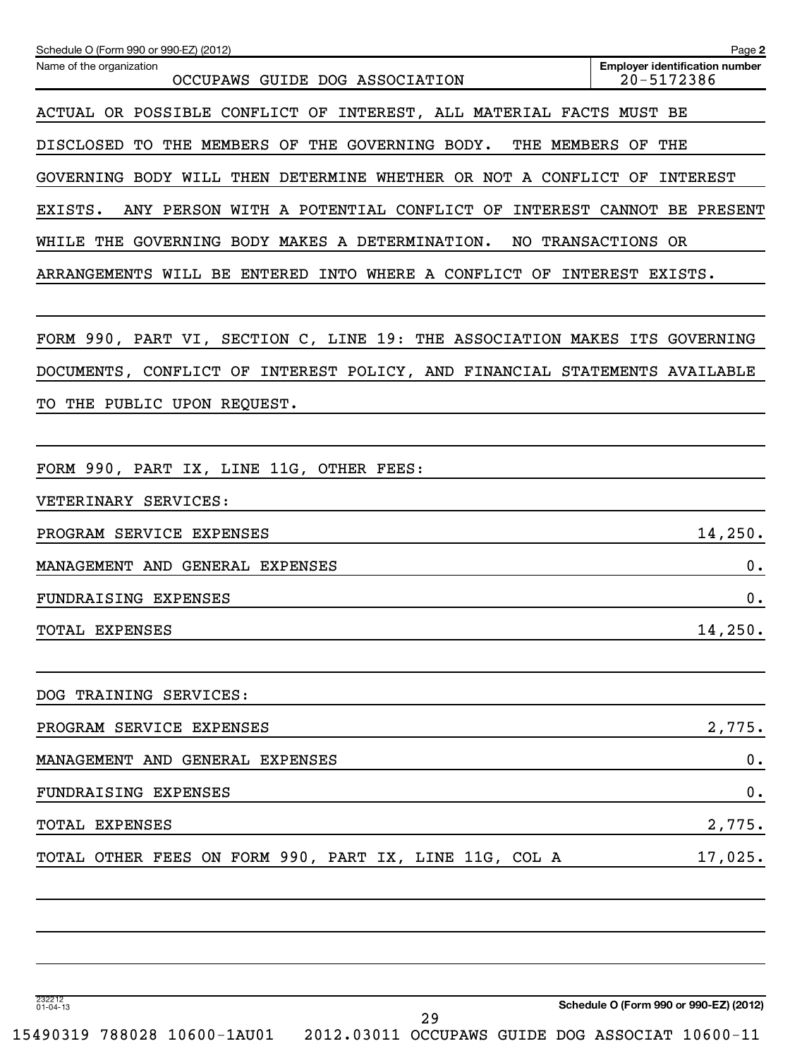Schedule O (Form 990 or 990-EZ) (2012) Page **2**

Name of the organization: OCCUPAWS GUIDE DOG ASSOCIATION

**Employer identification number** 20-5172386

ACTUAL OR POSSIBLE CONFLICT OF INTEREST, ALL MATERIAL FACTS MUST BE DISCLOSED TO THE MEMBERS OF THE GOVERNING BODY. THE MEMBERS OF THE GOVERNING BODY WILL THEN DETERMINE WHETHER OR NOT A CONFLICT OF INTEREST EXISTS. ANY PERSON WITH A POTENTIAL CONFLICT OF INTEREST CANNOT BE PRESENT WHILE THE GOVERNING BODY MAKES A DETERMINATION. NO TRANSACTIONS OR ARRANGEMENTS WILL BE ENTERED INTO WHERE A CONFLICT OF INTEREST EXISTS.

FORM 990, PART VI, SECTION C, LINE 19: THE ASSOCIATION MAKES ITS GOVERNING DOCUMENTS, CONFLICT OF INTEREST POLICY, AND FINANCIAL STATEMENTS AVAILABLE TO THE PUBLIC UPON REQUEST.

FORM 990, PART IX, LINE 11G, OTHER FEES:

| | |
|---|---|
| VETERINARY SERVICES: | |
| PROGRAM SERVICE EXPENSES | 14,250. |
| MANAGEMENT AND GENERAL EXPENSES | 0. |
| FUNDRAISING EXPENSES | 0. |
| TOTAL EXPENSES | 14,250. |
| | |
| DOG TRAINING SERVICES: | |
| PROGRAM SERVICE EXPENSES | 2,775. |
| MANAGEMENT AND GENERAL EXPENSES | 0. |
| FUNDRAISING EXPENSES | 0. |
| TOTAL EXPENSES | 2,775. |
| TOTAL OTHER FEES ON FORM 990, PART IX, LINE 11G, COL A | 17,025. |

232212 01-04-13

**Schedule O (Form 990 or 990-EZ) (2012)**

15490319 788028 10600-1AU01 2012.03011 OCCUPAWS GUIDE DOG ASSOCIAT 10600-11